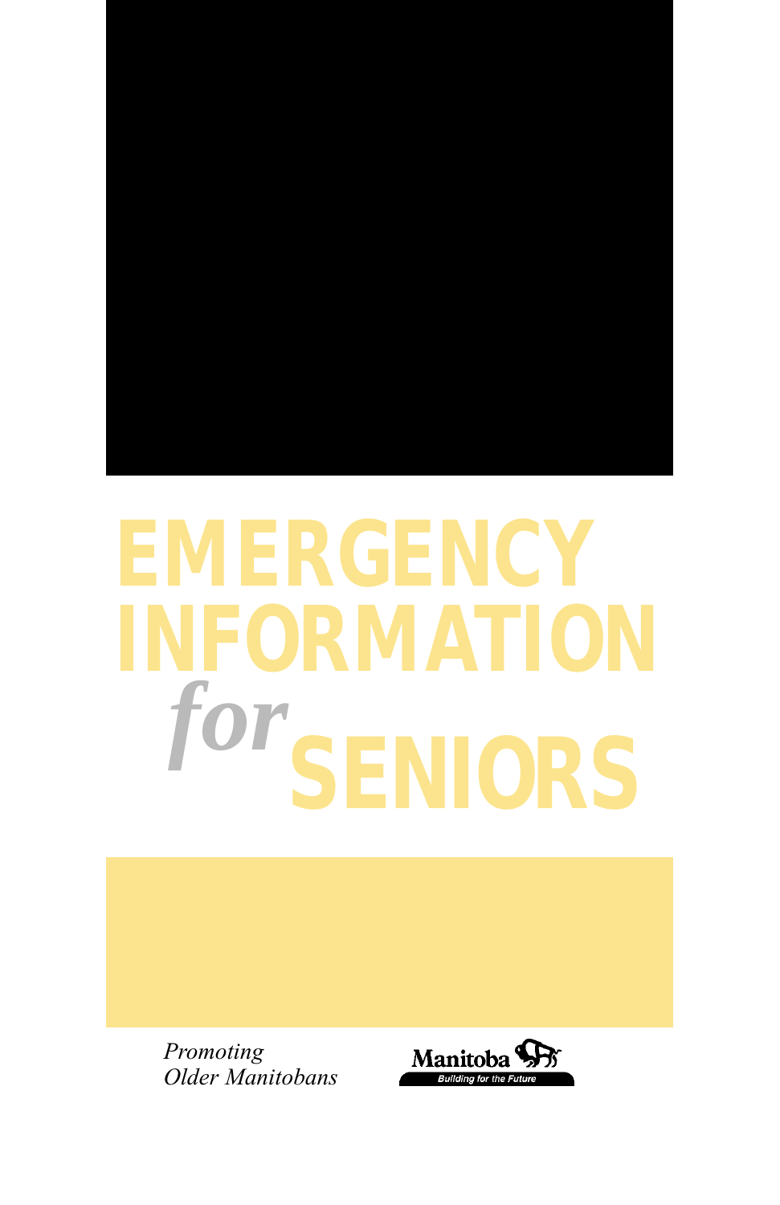# EMERGENCY INFORMATION *for* SENIORS

*Promoting Older Manitobans*

Manitoba

Building for the Future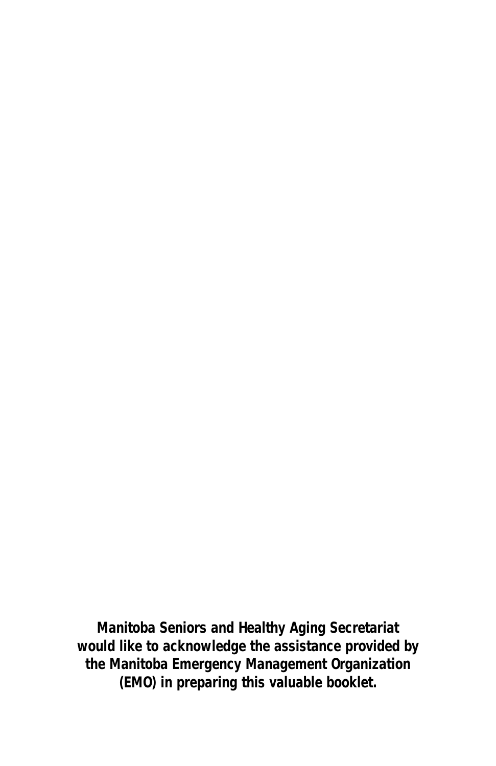**Manitoba Seniors and Healthy Aging Secretariat would like to acknowledge the assistance provided by the Manitoba Emergency Management Organization (EMO) in preparing this valuable booklet.**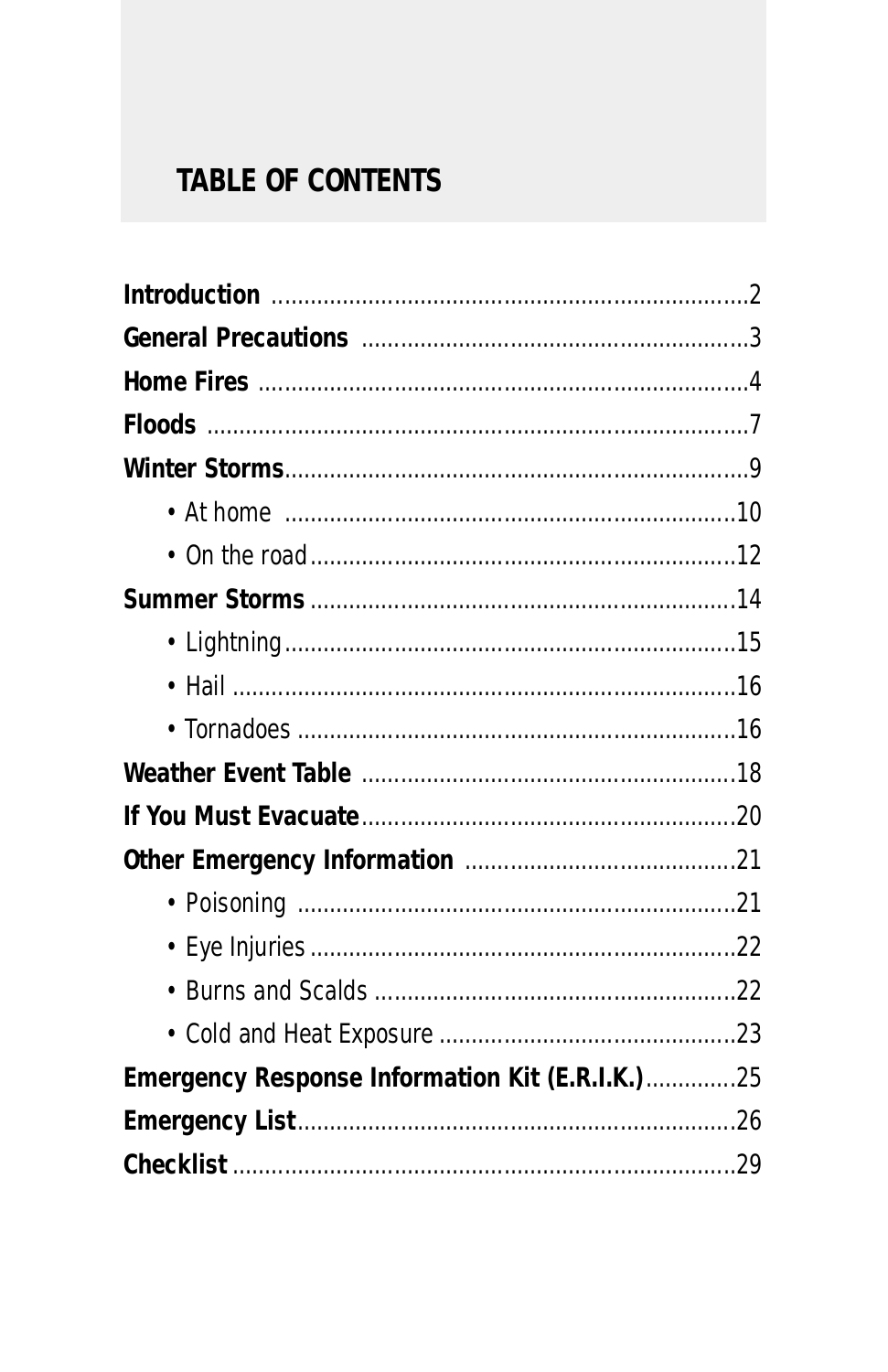## TABLE OF CONTENTS

**Introduction** .......................................................................2
**General Precautions** ...........................................................3
**Home Fires** ..........................................................................4
**Floods** ..................................................................................7
**Winter Storms**......................................................................9
- At home ..........................................................................10
- On the road......................................................................12

**Summer Storms**..................................................................14
- Lightning.........................................................................15
- Hail ..................................................................................16
- Tornadoes .......................................................................16

**Weather Event Table** ........................................................18
**If You Must Evacuate**.........................................................20
**Other Emergency Information** ........................................21
- Poisoning ........................................................................21
- Eye Injuries......................................................................22
- Burns and Scalds ............................................................22
- Cold and Heat Exposure .................................................23

**Emergency Response Information Kit (E.R.I.K.)**..............25
**Emergency List**....................................................................26
**Checklist**..............................................................................29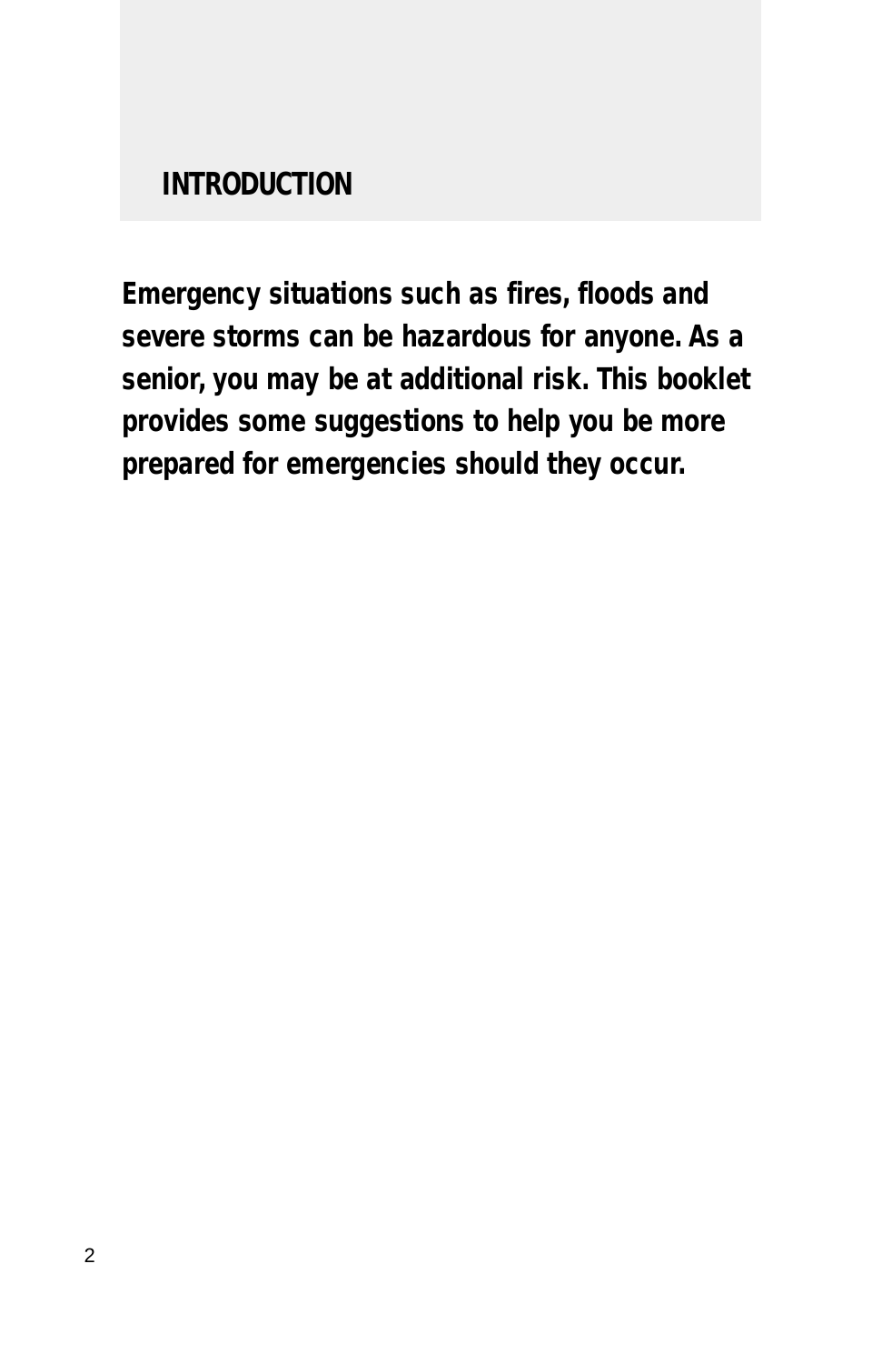## INTRODUCTION

**Emergency situations such as fires, floods and severe storms can be hazardous for anyone. As a senior, you may be at additional risk. This booklet provides some suggestions to help you be more prepared for emergencies should they occur.**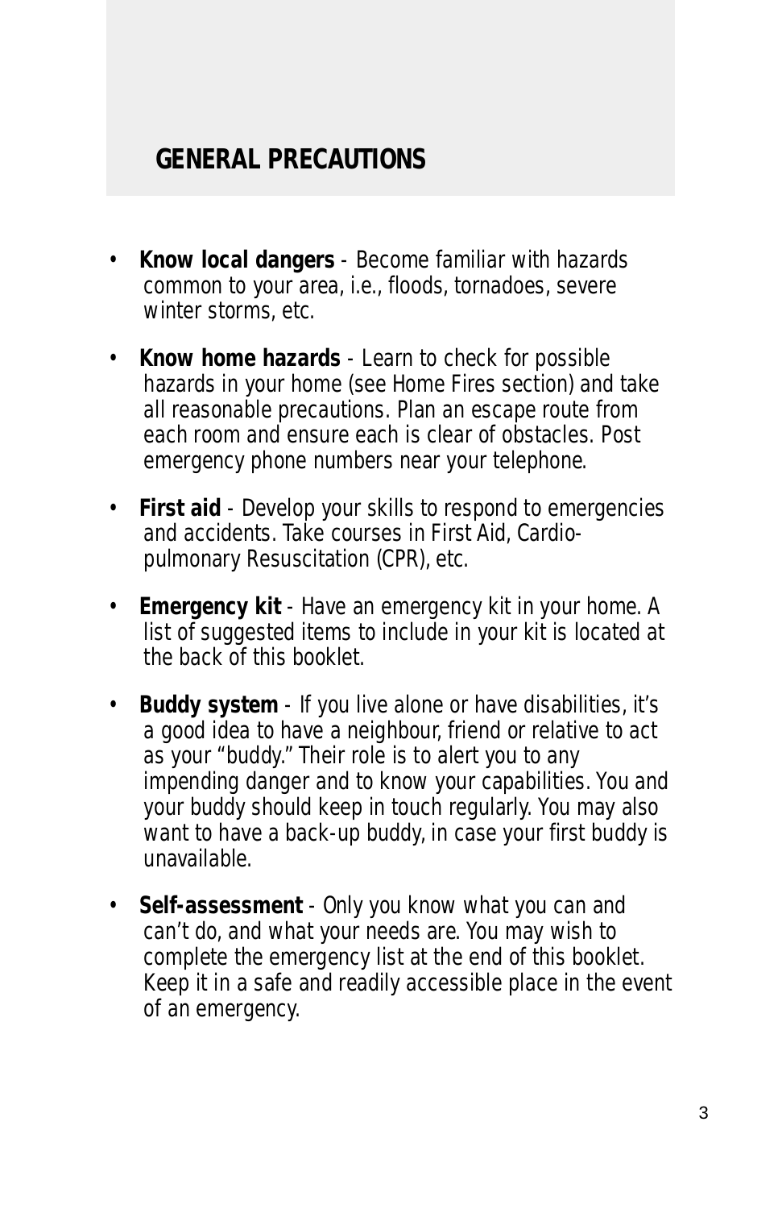## GENERAL PRECAUTIONS

- **Know local dangers** - Become familiar with hazards common to your area, i.e., floods, tornadoes, severe winter storms, etc.
- **Know home hazards** - Learn to check for possible hazards in your home (see Home Fires section) and take all reasonable precautions. Plan an escape route from each room and ensure each is clear of obstacles. Post emergency phone numbers near your telephone.
- **First aid** - Develop your skills to respond to emergencies and accidents. Take courses in First Aid, Cardio-pulmonary Resuscitation (CPR), etc.
- **Emergency kit** - Have an emergency kit in your home. A list of suggested items to include in your kit is located at the back of this booklet.
- **Buddy system** - If you live alone or have disabilities, it's a good idea to have a neighbour, friend or relative to act as your "buddy." Their role is to alert you to any impending danger and to know your capabilities. You and your buddy should keep in touch regularly. You may also want to have a back-up buddy, in case your first buddy is unavailable.
- **Self-assessment** - Only you know what you can and can't do, and what your needs are. You may wish to complete the emergency list at the end of this booklet. Keep it in a safe and readily accessible place in the event of an emergency.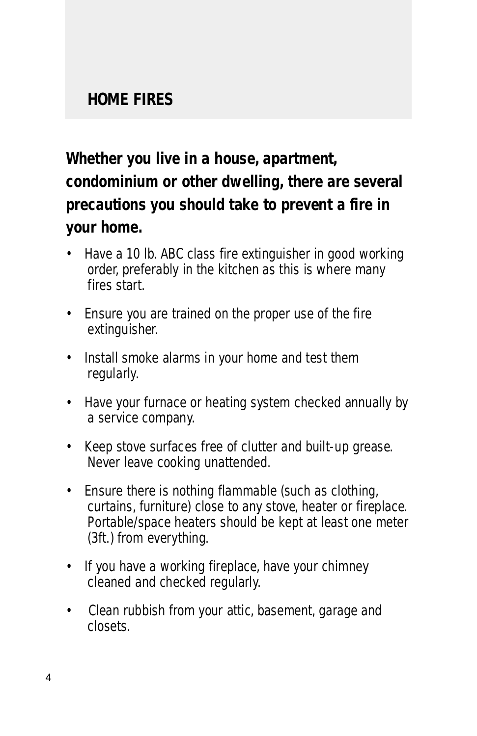## HOME FIRES

**Whether you live in a house, apartment, condominium or other dwelling, there are several precautions you should take to prevent a fire in your home.**

- Have a 10 lb. ABC class fire extinguisher in good working order, preferably in the kitchen as this is where many fires start.
- Ensure you are trained on the proper use of the fire extinguisher.
- Install smoke alarms in your home and test them regularly.
- Have your furnace or heating system checked annually by a service company.
- Keep stove surfaces free of clutter and built-up grease. Never leave cooking unattended.
- Ensure there is nothing flammable (such as clothing, curtains, furniture) close to any stove, heater or fireplace. Portable/space heaters should be kept at least one meter (3ft.) from everything.
- If you have a working fireplace, have your chimney cleaned and checked regularly.
- Clean rubbish from your attic, basement, garage and closets.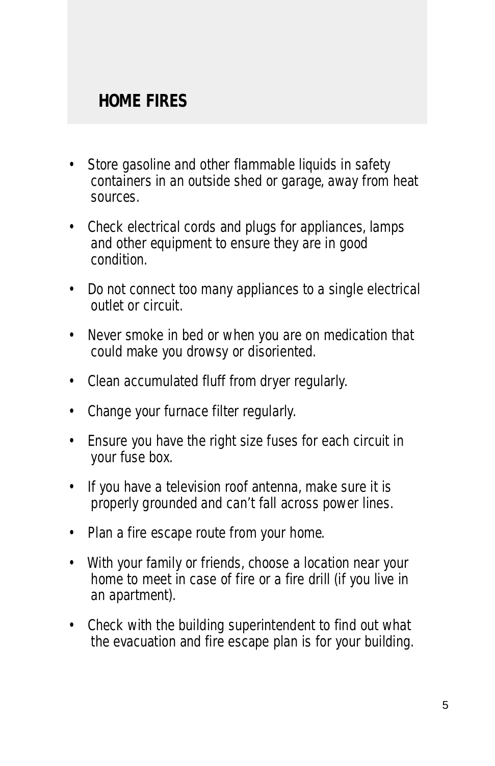## HOME FIRES

- Store gasoline and other flammable liquids in safety containers in an outside shed or garage, away from heat sources.
- Check electrical cords and plugs for appliances, lamps and other equipment to ensure they are in good condition.
- Do not connect too many appliances to a single electrical outlet or circuit.
- Never smoke in bed or when you are on medication that could make you drowsy or disoriented.
- Clean accumulated fluff from dryer regularly.
- Change your furnace filter regularly.
- Ensure you have the right size fuses for each circuit in your fuse box.
- If you have a television roof antenna, make sure it is properly grounded and can't fall across power lines.
- Plan a fire escape route from your home.
- With your family or friends, choose a location near your home to meet in case of fire or a fire drill (if you live in an apartment).
- Check with the building superintendent to find out what the evacuation and fire escape plan is for your building.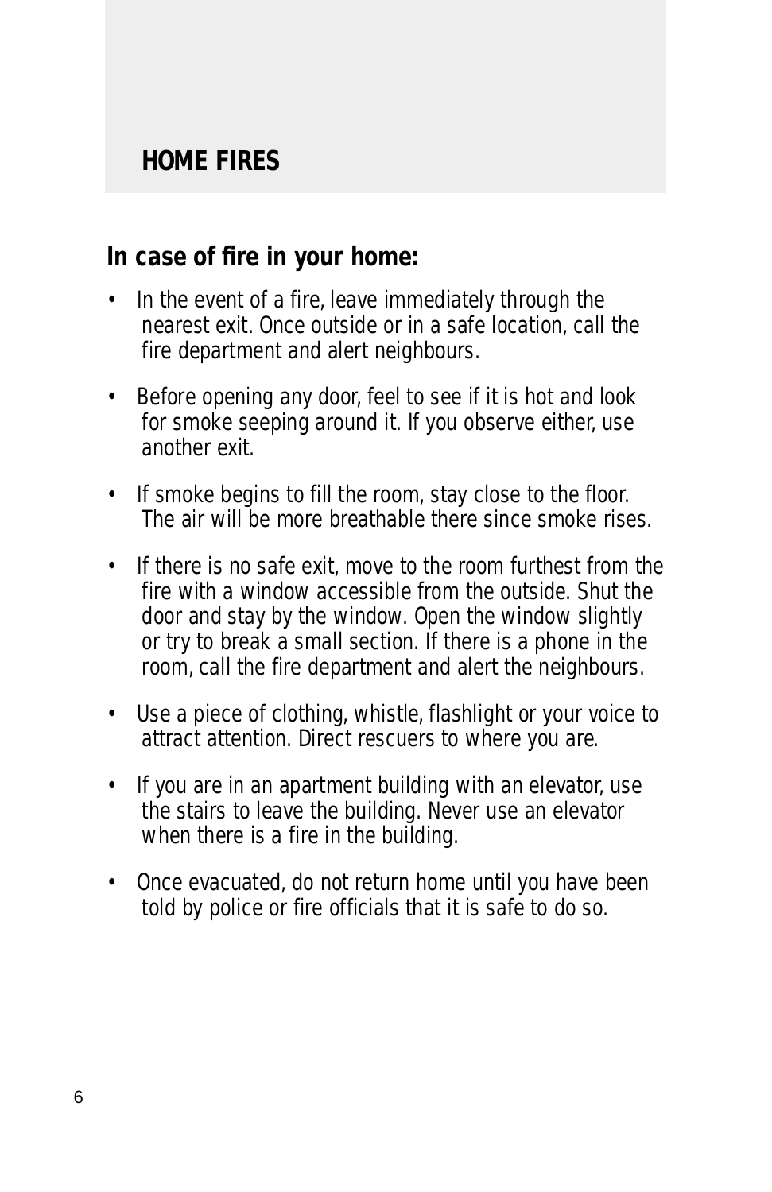## HOME FIRES

### In case of fire in your home:

- In the event of a fire, leave immediately through the nearest exit. Once outside or in a safe location, call the fire department and alert neighbours.
- Before opening any door, feel to see if it is hot and look for smoke seeping around it. If you observe either, use another exit.
- If smoke begins to fill the room, stay close to the floor. The air will be more breathable there since smoke rises.
- If there is no safe exit, move to the room furthest from the fire with a window accessible from the outside. Shut the door and stay by the window. Open the window slightly or try to break a small section. If there is a phone in the room, call the fire department and alert the neighbours.
- Use a piece of clothing, whistle, flashlight or your voice to attract attention. Direct rescuers to where you are.
- If you are in an apartment building with an elevator, use the stairs to leave the building. Never use an elevator when there is a fire in the building.
- Once evacuated, do not return home until you have been told by police or fire officials that it is safe to do so.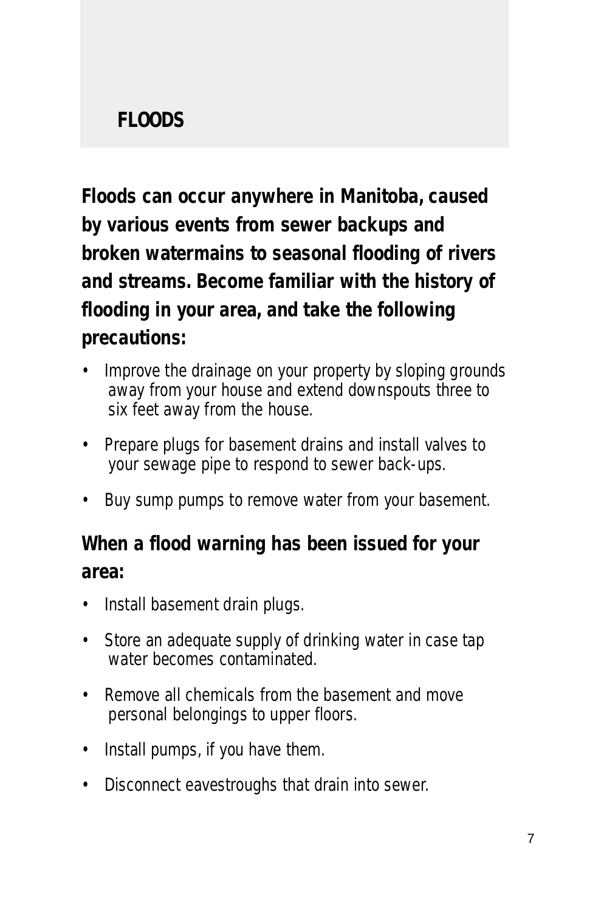## FLOODS

**Floods can occur anywhere in Manitoba, caused by various events from sewer backups and broken watermains to seasonal flooding of rivers and streams. Become familiar with the history of flooding in your area, and take the following precautions:**

- Improve the drainage on your property by sloping grounds away from your house and extend downspouts three to six feet away from the house.
- Prepare plugs for basement drains and install valves to your sewage pipe to respond to sewer back-ups.
- Buy sump pumps to remove water from your basement.

**When a flood warning has been issued for your area:**

- Install basement drain plugs.
- Store an adequate supply of drinking water in case tap water becomes contaminated.
- Remove all chemicals from the basement and move personal belongings to upper floors.
- Install pumps, if you have them.
- Disconnect eavestroughs that drain into sewer.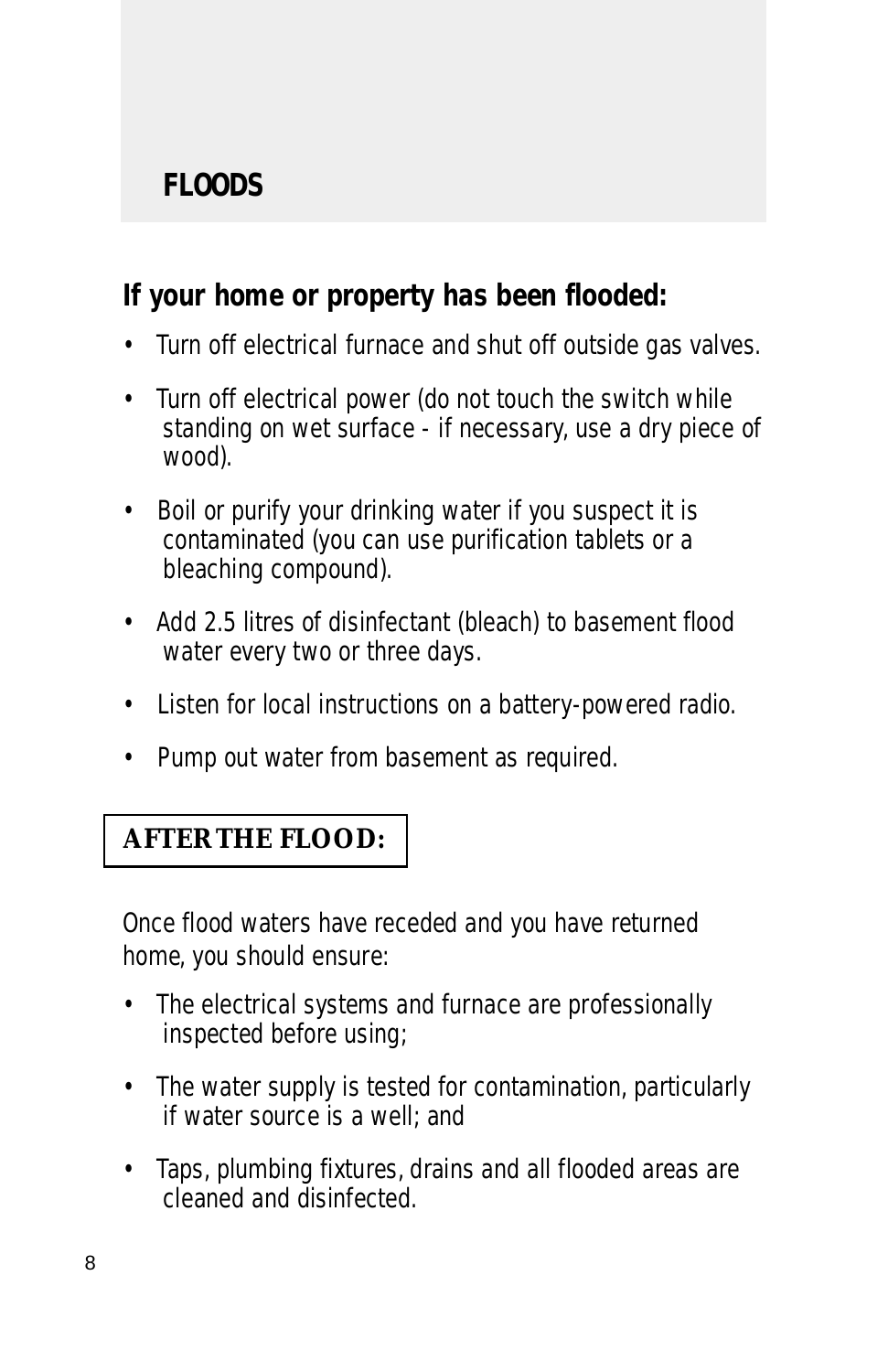# FLOODS

## If your home or property has been flooded:

- Turn off electrical furnace and shut off outside gas valves.
- Turn off electrical power (do not touch the switch while standing on wet surface - if necessary, use a dry piece of wood).
- Boil or purify your drinking water if you suspect it is contaminated (you can use purification tablets or a bleaching compound).
- Add 2.5 litres of disinfectant (bleach) to basement flood water every two or three days.
- Listen for local instructions on a battery-powered radio.
- Pump out water from basement as required.

## AFTER THE FLOOD:

Once flood waters have receded and you have returned home, you should ensure:

- The electrical systems and furnace are professionally inspected before using;
- The water supply is tested for contamination, particularly if water source is a well; and
- Taps, plumbing fixtures, drains and all flooded areas are cleaned and disinfected.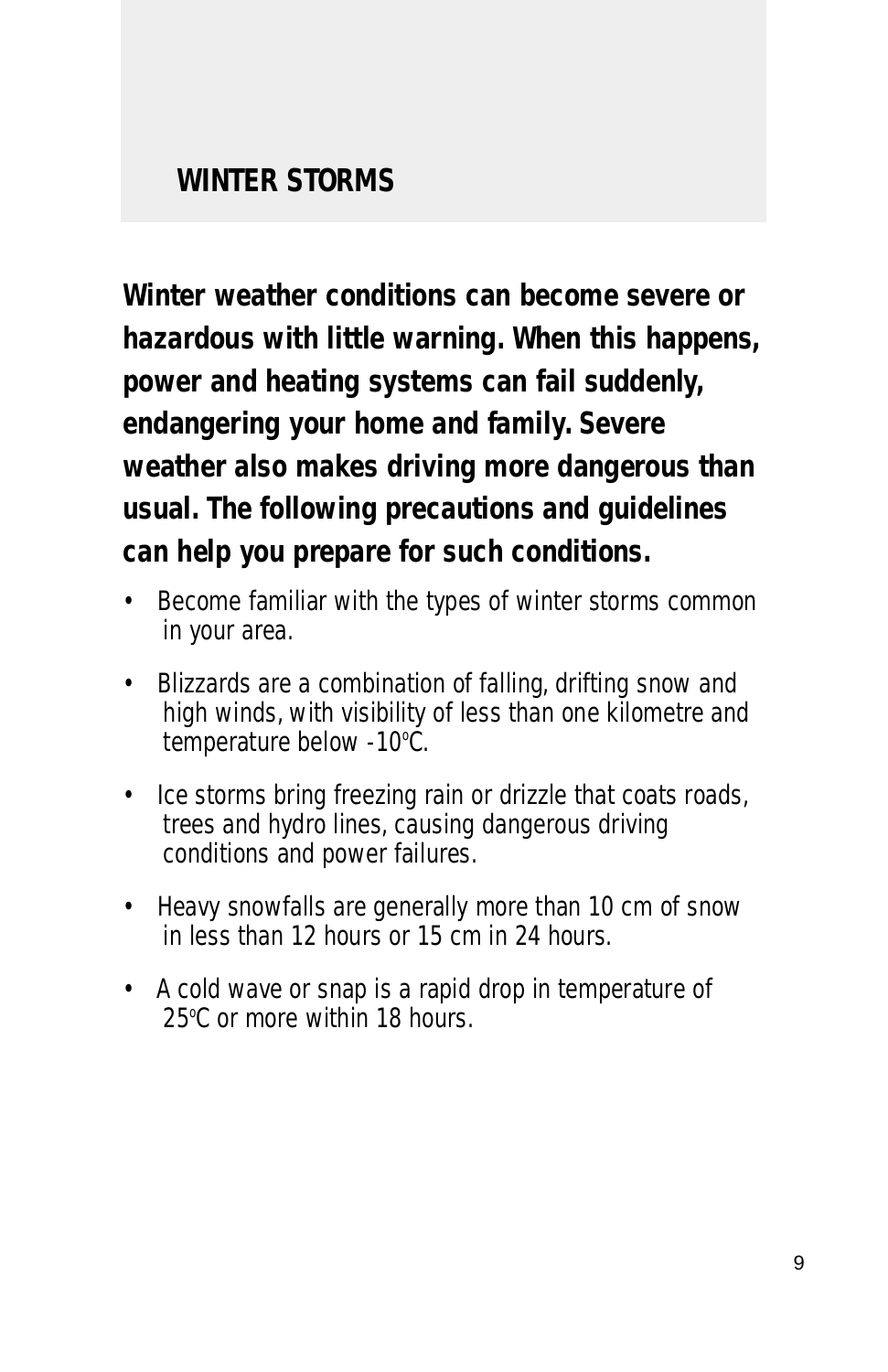## WINTER STORMS

**Winter weather conditions can become severe or hazardous with little warning. When this happens, power and heating systems can fail suddenly, endangering your home and family. Severe weather also makes driving more dangerous than usual. The following precautions and guidelines can help you prepare for such conditions.**

- Become familiar with the types of winter storms common in your area.
- Blizzards are a combination of falling, drifting snow and high winds, with visibility of less than one kilometre and temperature below -10°C.
- Ice storms bring freezing rain or drizzle that coats roads, trees and hydro lines, causing dangerous driving conditions and power failures.
- Heavy snowfalls are generally more than 10 cm of snow in less than 12 hours or 15 cm in 24 hours.
- A cold wave or snap is a rapid drop in temperature of 25°C or more within 18 hours.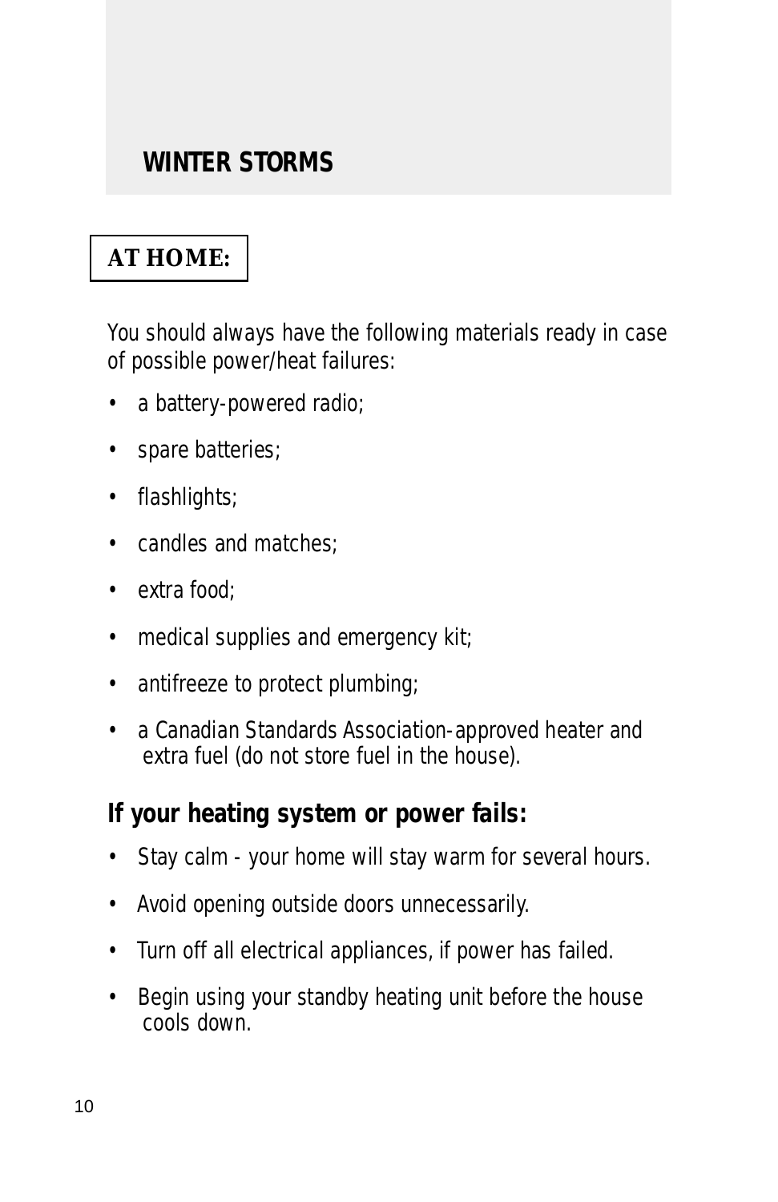## WINTER STORMS

### AT HOME:

You should always have the following materials ready in case of possible power/heat failures:

- a battery-powered radio;
- spare batteries;
- flashlights;
- candles and matches;
- extra food;
- medical supplies and emergency kit;
- antifreeze to protect plumbing;
- a Canadian Standards Association-approved heater and extra fuel (do not store fuel in the house).

**If your heating system or power fails:**

- Stay calm - your home will stay warm for several hours.
- Avoid opening outside doors unnecessarily.
- Turn off all electrical appliances, if power has failed.
- Begin using your standby heating unit before the house cools down.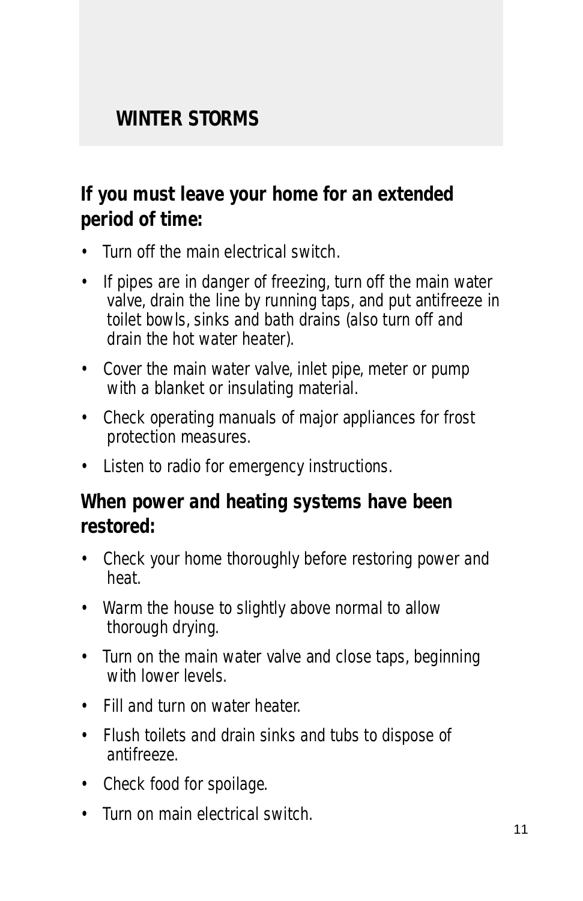# WINTER STORMS

## If you must leave your home for an extended period of time:

- Turn off the main electrical switch.
- If pipes are in danger of freezing, turn off the main water valve, drain the line by running taps, and put antifreeze in toilet bowls, sinks and bath drains (also turn off and drain the hot water heater).
- Cover the main water valve, inlet pipe, meter or pump with a blanket or insulating material.
- Check operating manuals of major appliances for frost protection measures.
- Listen to radio for emergency instructions.

## When power and heating systems have been restored:

- Check your home thoroughly before restoring power and heat.
- Warm the house to slightly above normal to allow thorough drying.
- Turn on the main water valve and close taps, beginning with lower levels.
- Fill and turn on water heater.
- Flush toilets and drain sinks and tubs to dispose of antifreeze.
- Check food for spoilage.
- Turn on main electrical switch.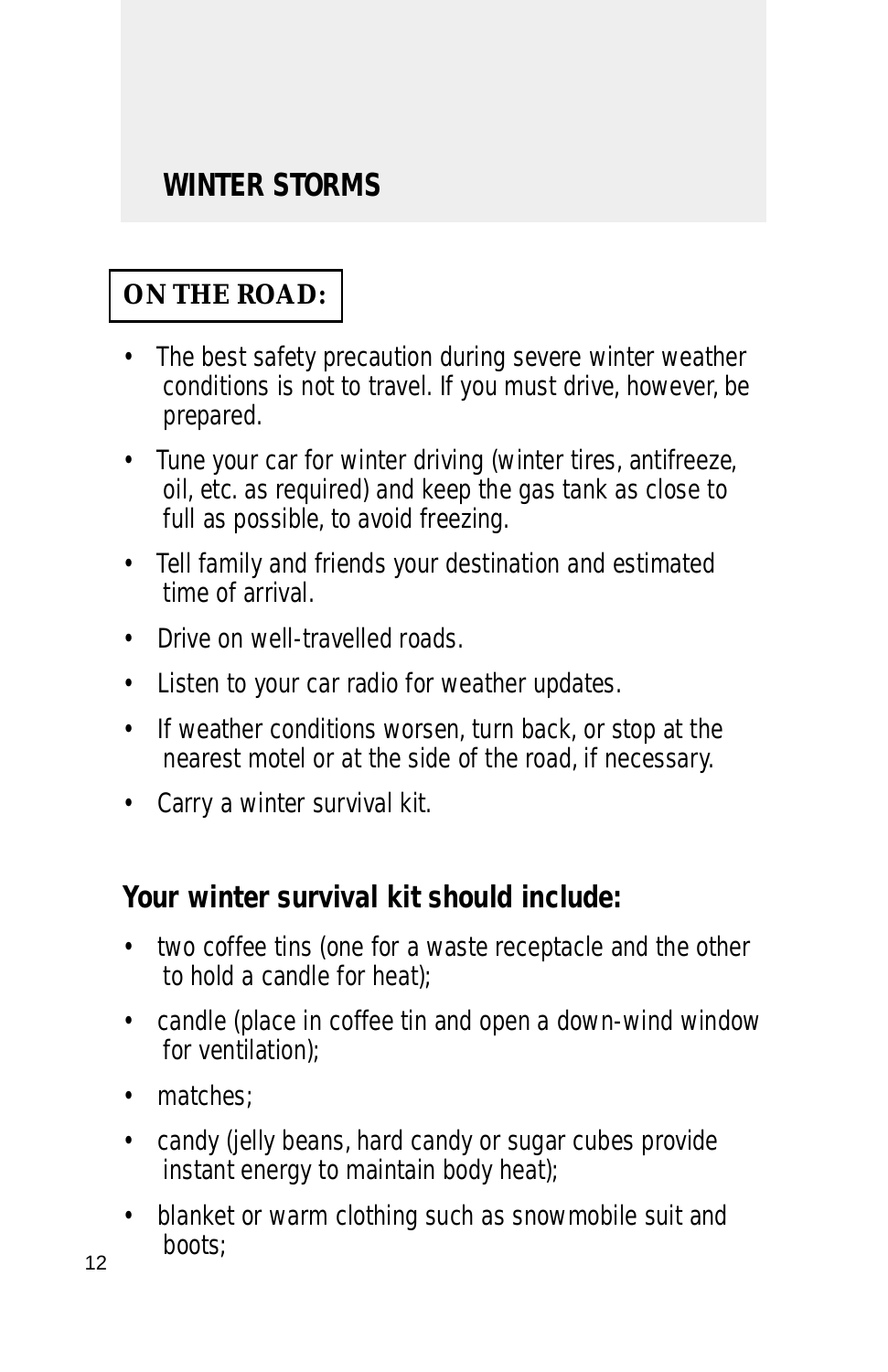## WINTER STORMS

### ON THE ROAD:

- The best safety precaution during severe winter weather conditions is not to travel. If you must drive, however, be prepared.
- Tune your car for winter driving (winter tires, antifreeze, oil, etc. as required) and keep the gas tank as close to full as possible, to avoid freezing.
- Tell family and friends your destination and estimated time of arrival.
- Drive on well-travelled roads.
- Listen to your car radio for weather updates.
- If weather conditions worsen, turn back, or stop at the nearest motel or at the side of the road, if necessary.
- Carry a winter survival kit.

**Your winter survival kit should include:**

- two coffee tins (one for a waste receptacle and the other to hold a candle for heat);
- candle (place in coffee tin and open a down-wind window for ventilation);
- matches;
- candy (jelly beans, hard candy or sugar cubes provide instant energy to maintain body heat);
- blanket or warm clothing such as snowmobile suit and boots;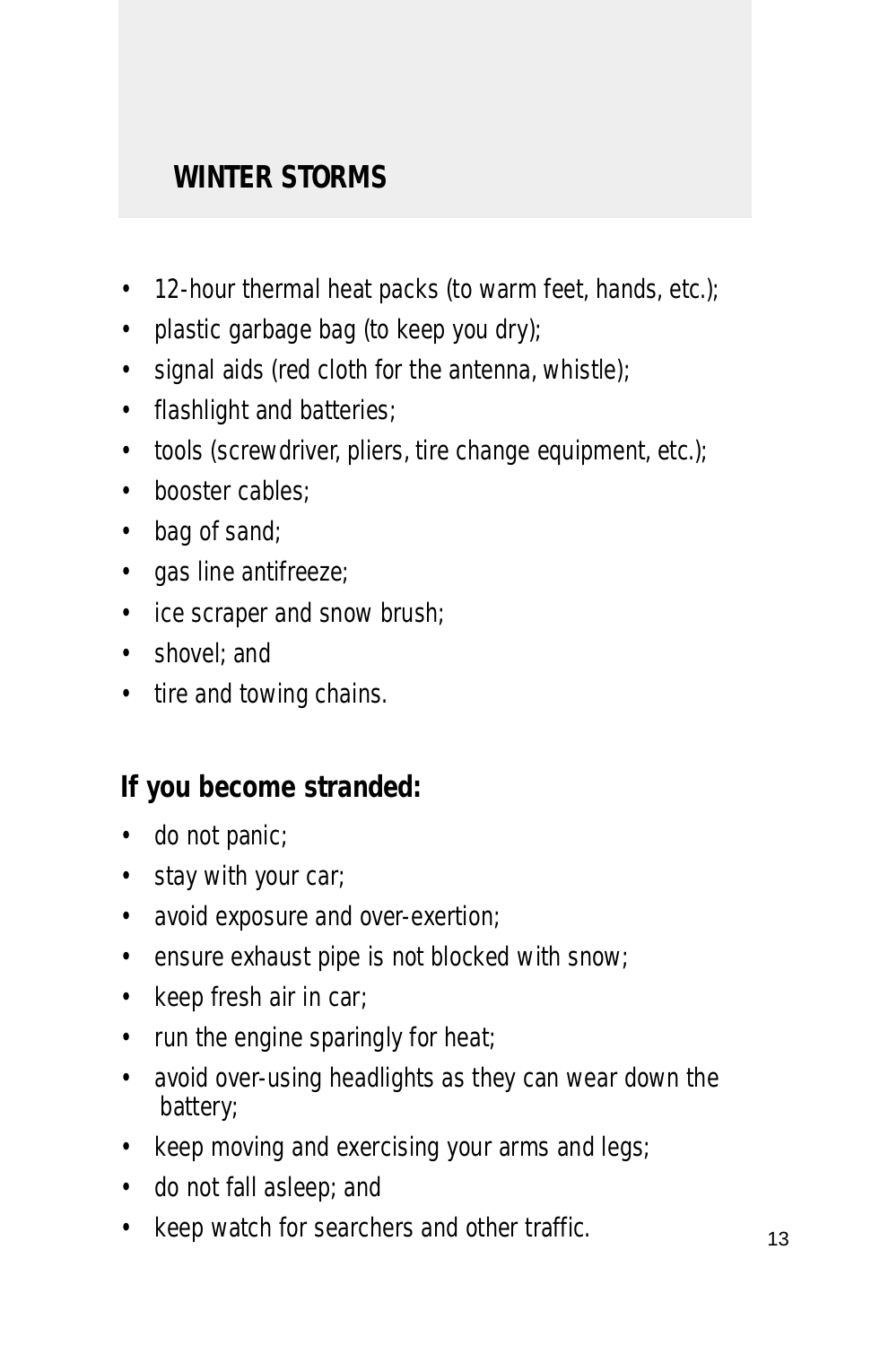## WINTER STORMS

- 12-hour thermal heat packs (to warm feet, hands, etc.);
- plastic garbage bag (to keep you dry);
- signal aids (red cloth for the antenna, whistle);
- flashlight and batteries;
- tools (screwdriver, pliers, tire change equipment, etc.);
- booster cables;
- bag of sand;
- gas line antifreeze;
- ice scraper and snow brush;
- shovel; and
- tire and towing chains.

**If you become stranded:**

- do not panic;
- stay with your car;
- avoid exposure and over-exertion;
- ensure exhaust pipe is not blocked with snow;
- keep fresh air in car;
- run the engine sparingly for heat;
- avoid over-using headlights as they can wear down the battery;
- keep moving and exercising your arms and legs;
- do not fall asleep; and
- keep watch for searchers and other traffic.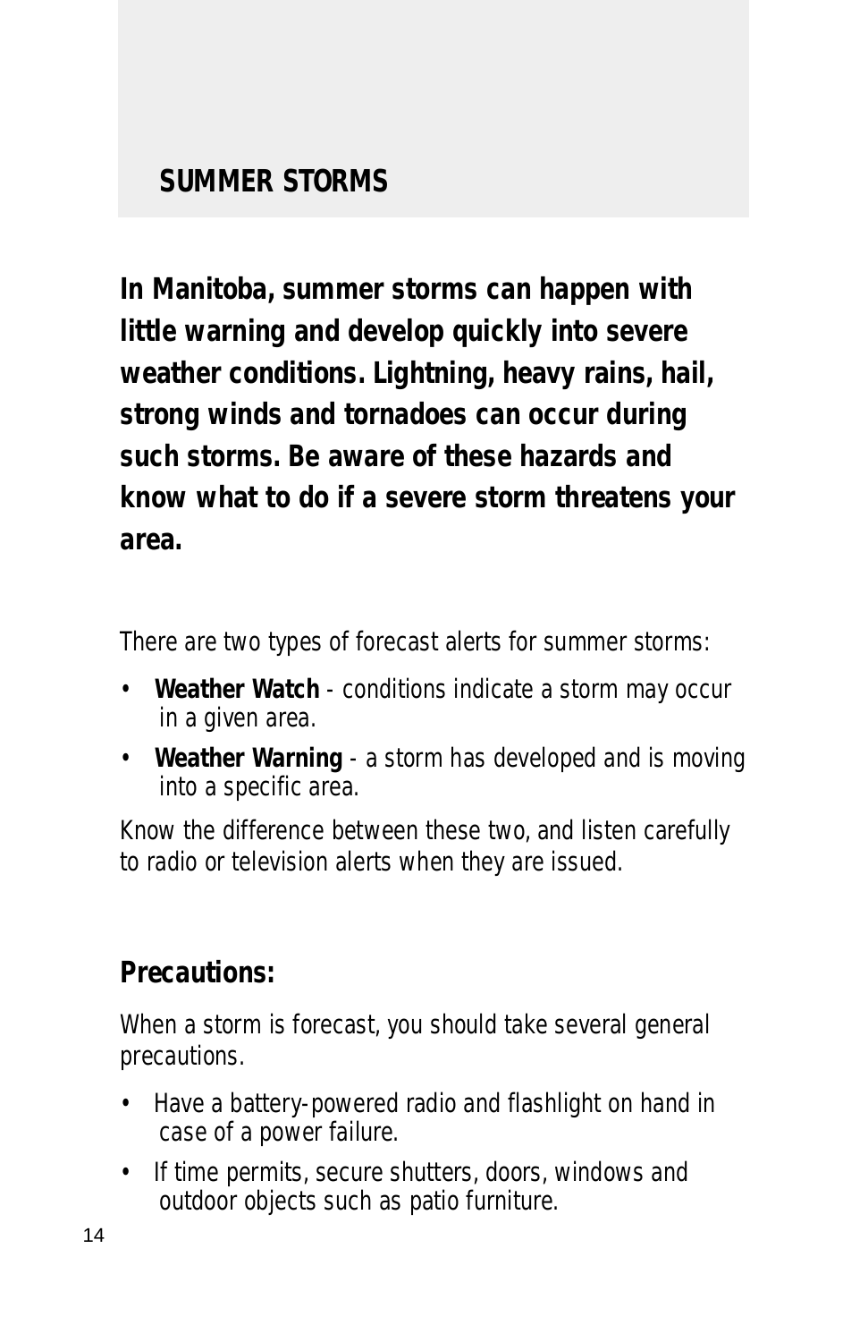## SUMMER STORMS

**In Manitoba, summer storms can happen with little warning and develop quickly into severe weather conditions. Lightning, heavy rains, hail, strong winds and tornadoes can occur during such storms. Be aware of these hazards and know what to do if a severe storm threatens your area.**

There are two types of forecast alerts for summer storms:

- **Weather Watch** - conditions indicate a storm may occur in a given area.
- **Weather Warning** - a storm has developed and is moving into a specific area.

Know the difference between these two, and listen carefully to radio or television alerts when they are issued.

### Precautions:

When a storm is forecast, you should take several general precautions.

- Have a battery-powered radio and flashlight on hand in case of a power failure.
- If time permits, secure shutters, doors, windows and outdoor objects such as patio furniture.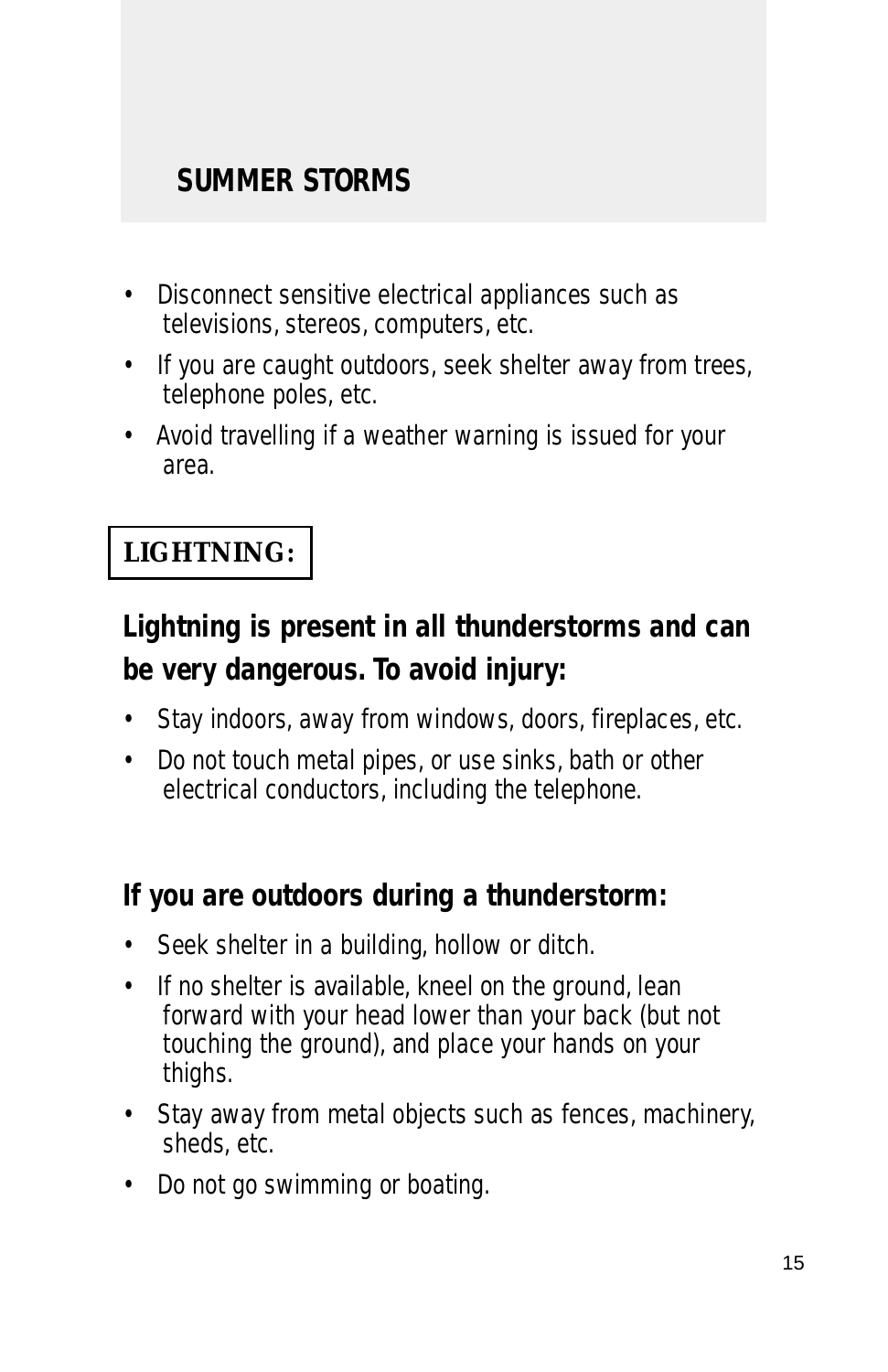## SUMMER STORMS

- Disconnect sensitive electrical appliances such as televisions, stereos, computers, etc.
- If you are caught outdoors, seek shelter away from trees, telephone poles, etc.
- Avoid travelling if a weather warning is issued for your area.

### LIGHTNING:

**Lightning is present in all thunderstorms and can be very dangerous. To avoid injury:**

- Stay indoors, away from windows, doors, fireplaces, etc.
- Do not touch metal pipes, or use sinks, bath or other electrical conductors, including the telephone.

**If you are outdoors during a thunderstorm:**

- Seek shelter in a building, hollow or ditch.
- If no shelter is available, kneel on the ground, lean forward with your head lower than your back (but not touching the ground), and place your hands on your thighs.
- Stay away from metal objects such as fences, machinery, sheds, etc.
- Do not go swimming or boating.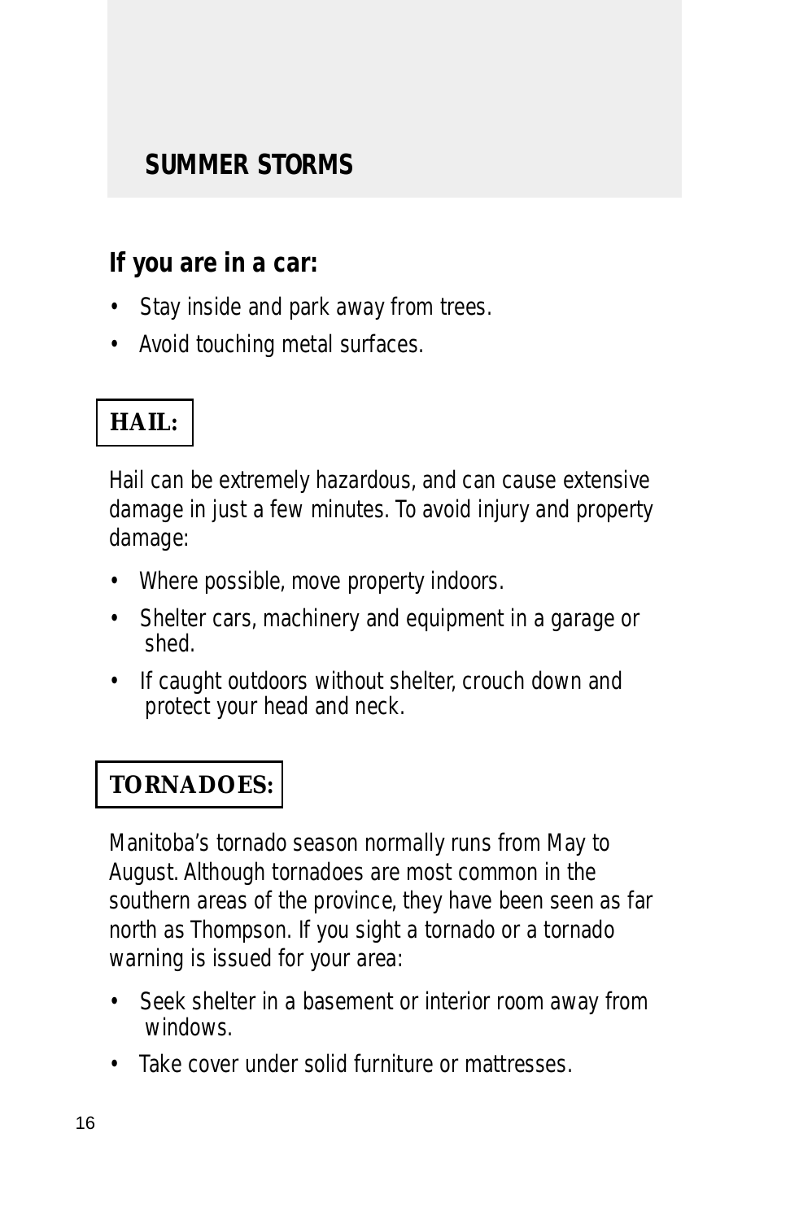## SUMMER STORMS

### If you are in a car:

- Stay inside and park away from trees.
- Avoid touching metal surfaces.

### HAIL:

Hail can be extremely hazardous, and can cause extensive damage in just a few minutes. To avoid injury and property damage:

- Where possible, move property indoors.
- Shelter cars, machinery and equipment in a garage or shed.
- If caught outdoors without shelter, crouch down and protect your head and neck.

### TORNADOES:

Manitoba's tornado season normally runs from May to August. Although tornadoes are most common in the southern areas of the province, they have been seen as far north as Thompson. If you sight a tornado or a tornado warning is issued for your area:

- Seek shelter in a basement or interior room away from windows.
- Take cover under solid furniture or mattresses.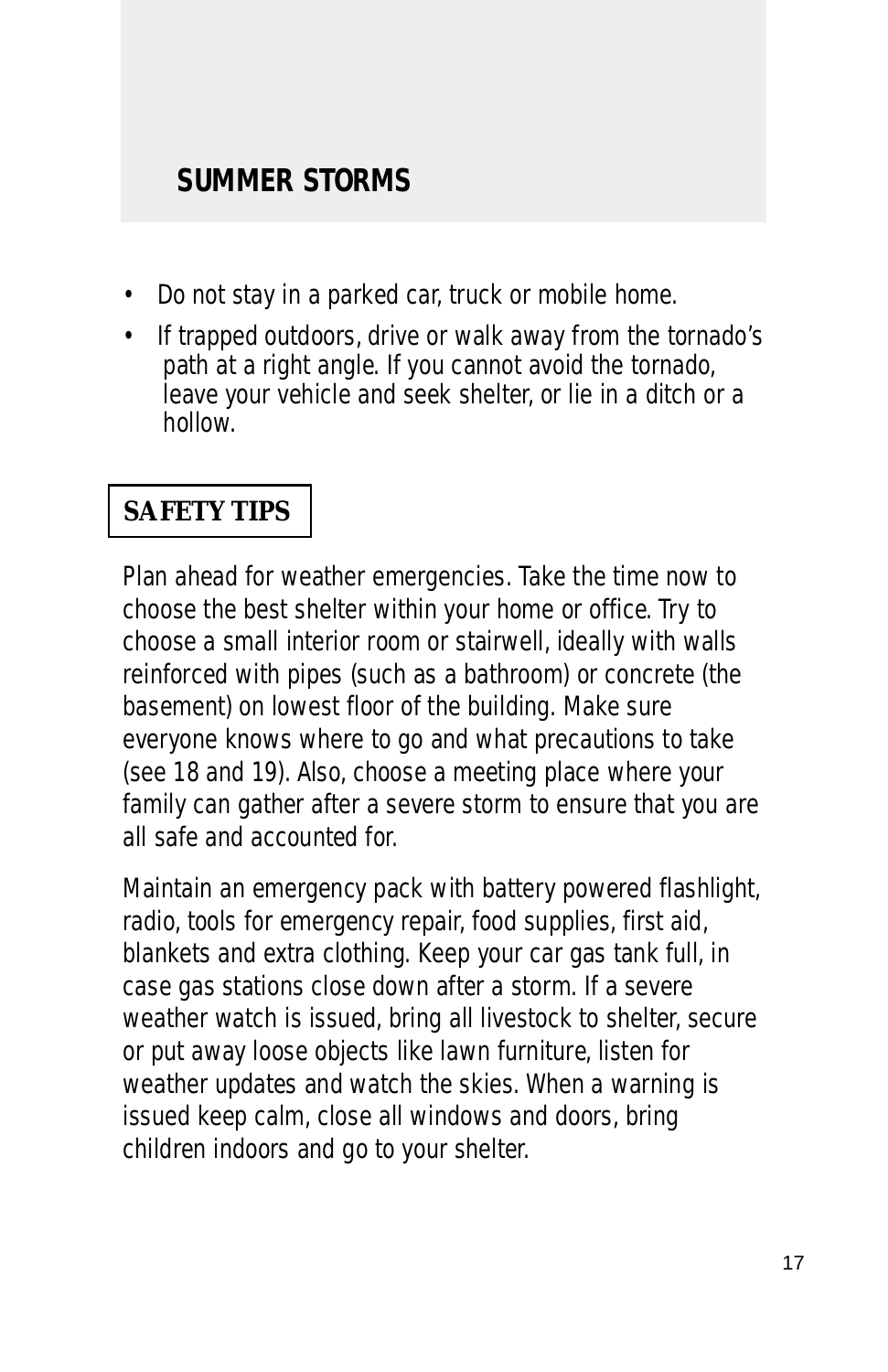## SUMMER STORMS

- Do not stay in a parked car, truck or mobile home.
- If trapped outdoors, drive or walk away from the tornado's path at a right angle. If you cannot avoid the tornado, leave your vehicle and seek shelter, or lie in a ditch or a hollow.

### SAFETY TIPS

Plan ahead for weather emergencies. Take the time now to choose the best shelter within your home or office. Try to choose a small interior room or stairwell, ideally with walls reinforced with pipes (such as a bathroom) or concrete (the basement) on lowest floor of the building. Make sure everyone knows where to go and what precautions to take (see 18 and 19). Also, choose a meeting place where your family can gather after a severe storm to ensure that you are all safe and accounted for.

Maintain an emergency pack with battery powered flashlight, radio, tools for emergency repair, food supplies, first aid, blankets and extra clothing. Keep your car gas tank full, in case gas stations close down after a storm. If a severe weather watch is issued, bring all livestock to shelter, secure or put away loose objects like lawn furniture, listen for weather updates and watch the skies. When a warning is issued keep calm, close all windows and doors, bring children indoors and go to your shelter.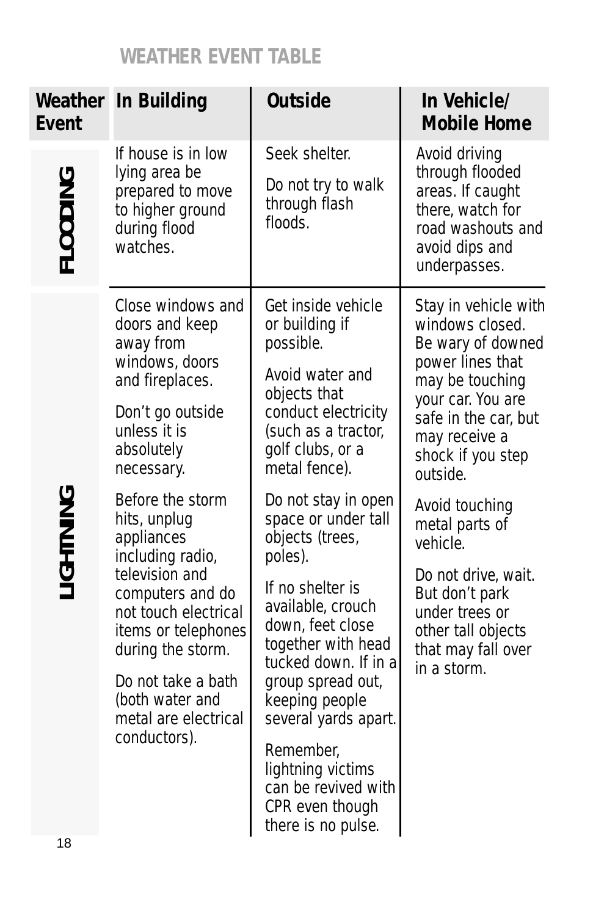## WEATHER EVENT TABLE

| Weather Event | In Building | Outside | In Vehicle/ Mobile Home |
|---|---|---|---|
| **FLOODING** | If house is in low lying area be prepared to move to higher ground during flood watches. | Seek shelter.<br><br>Do not try to walk through flash floods. | Avoid driving through flooded areas. If caught there, watch for road washouts and avoid dips and underpasses. |
| **LIGHTNING** | Close windows and doors and keep away from windows, doors and fireplaces.<br><br>Don't go outside unless it is absolutely necessary.<br><br>Before the storm hits, unplug appliances including radio, television and computers and do not touch electrical items or telephones during the storm.<br><br>Do not take a bath (both water and metal are electrical conductors). | Get inside vehicle or building if possible.<br><br>Avoid water and objects that conduct electricity (such as a tractor, golf clubs, or a metal fence).<br><br>Do not stay in open space or under tall objects (trees, poles).<br><br>If no shelter is available, crouch down, feet close together with head tucked down. If in a group spread out, keeping people several yards apart.<br><br>Remember, lightning victims can be revived with CPR even though there is no pulse. | Stay in vehicle with windows closed. Be wary of downed power lines that may be touching your car. You are safe in the car, but may receive a shock if you step outside.<br><br>Avoid touching metal parts of vehicle.<br><br>Do not drive, wait. But don't park under trees or other tall objects that may fall over in a storm. |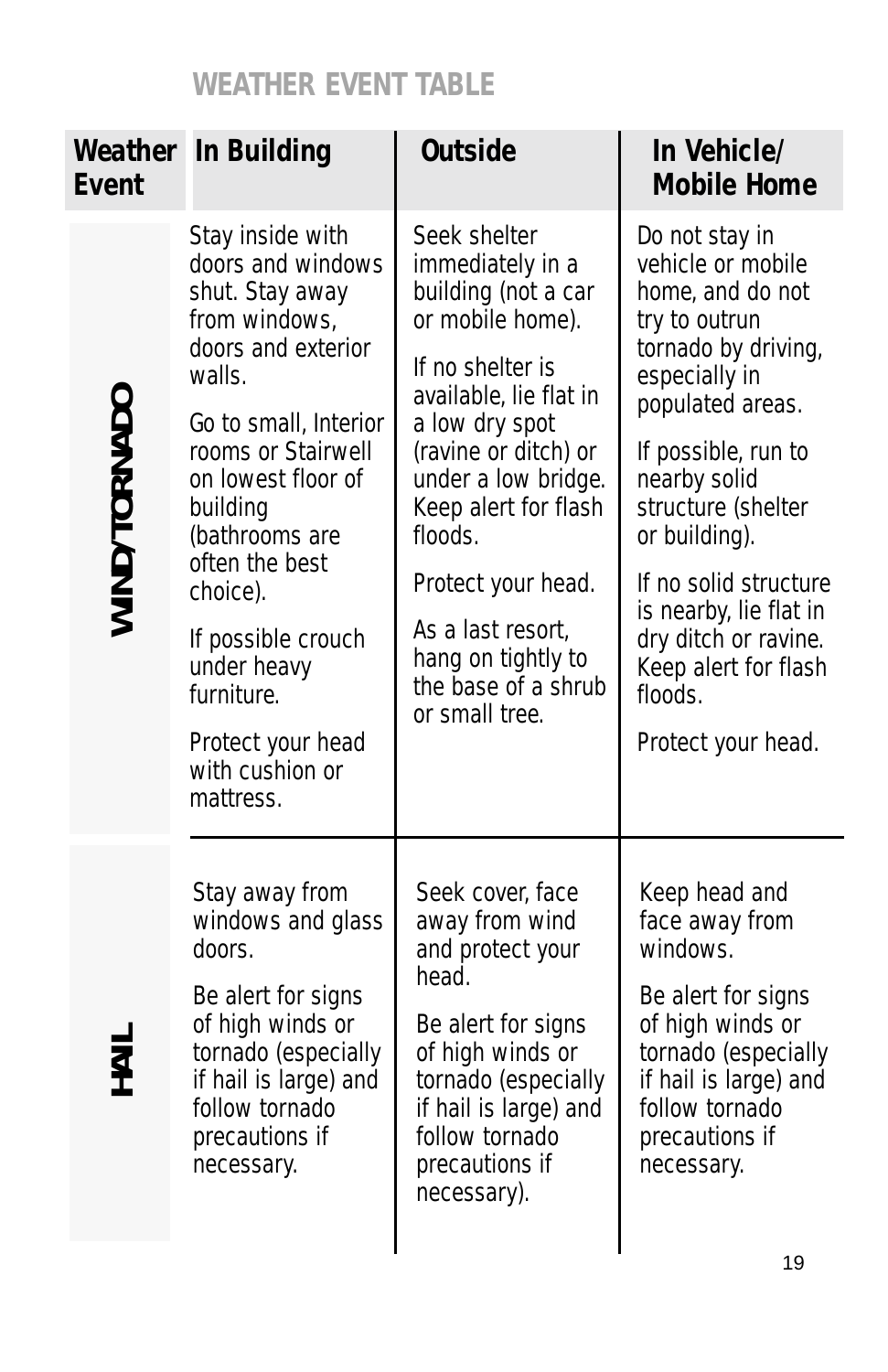## WEATHER EVENT TABLE

| Weather Event | In Building | Outside | In Vehicle/ Mobile Home |
|---|---|---|---|
| **WIND/TORNADO** | Stay inside with doors and windows shut. Stay away from windows, doors and exterior walls.<br><br>Go to small, Interior rooms or Stairwell on lowest floor of building (bathrooms are often the best choice).<br><br>If possible crouch under heavy furniture.<br><br>Protect your head with cushion or mattress. | Seek shelter immediately in a building (not a car or mobile home).<br><br>If no shelter is available, lie flat in a low dry spot (ravine or ditch) or under a low bridge. Keep alert for flash floods.<br><br>Protect your head.<br><br>As a last resort, hang on tightly to the base of a shrub or small tree. | Do not stay in vehicle or mobile home, and do not try to outrun tornado by driving, especially in populated areas.<br><br>If possible, run to nearby solid structure (shelter or building).<br><br>If no solid structure is nearby, lie flat in dry ditch or ravine. Keep alert for flash floods.<br><br>Protect your head. |
| **HAIL** | Stay away from windows and glass doors.<br><br>Be alert for signs of high winds or tornado (especially if hail is large) and follow tornado precautions if necessary. | Seek cover, face away from wind and protect your head.<br><br>Be alert for signs of high winds or tornado (especially if hail is large) and follow tornado precautions if necessary). | Keep head and face away from windows.<br><br>Be alert for signs of high winds or tornado (especially if hail is large) and follow tornado precautions if necessary. |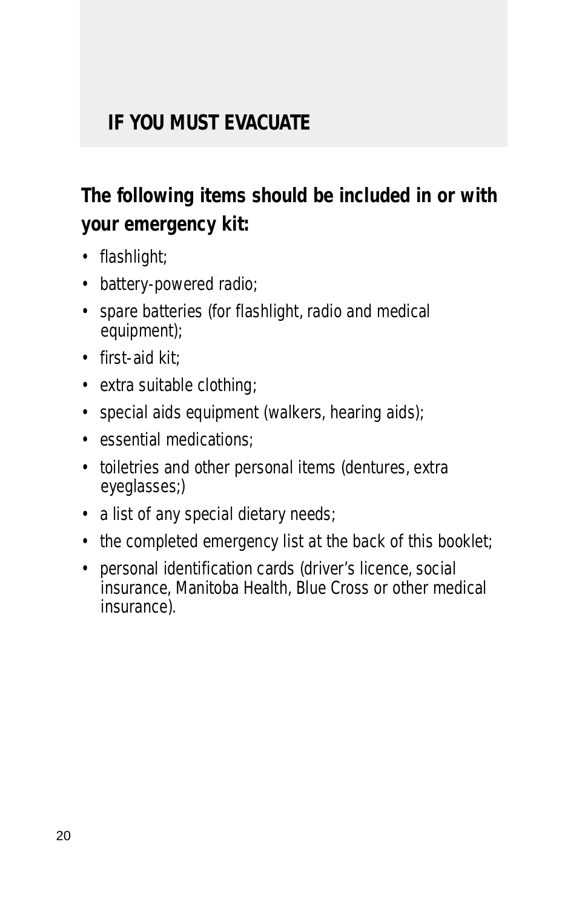## IF YOU MUST EVACUATE

**The following items should be included in or with your emergency kit:**

- flashlight;
- battery-powered radio;
- spare batteries (for flashlight, radio and medical equipment);
- first-aid kit;
- extra suitable clothing;
- special aids equipment (walkers, hearing aids);
- essential medications;
- toiletries and other personal items (dentures, extra eyeglasses;)
- a list of any special dietary needs;
- the completed emergency list at the back of this booklet;
- personal identification cards (driver's licence, social insurance, Manitoba Health, Blue Cross or other medical insurance).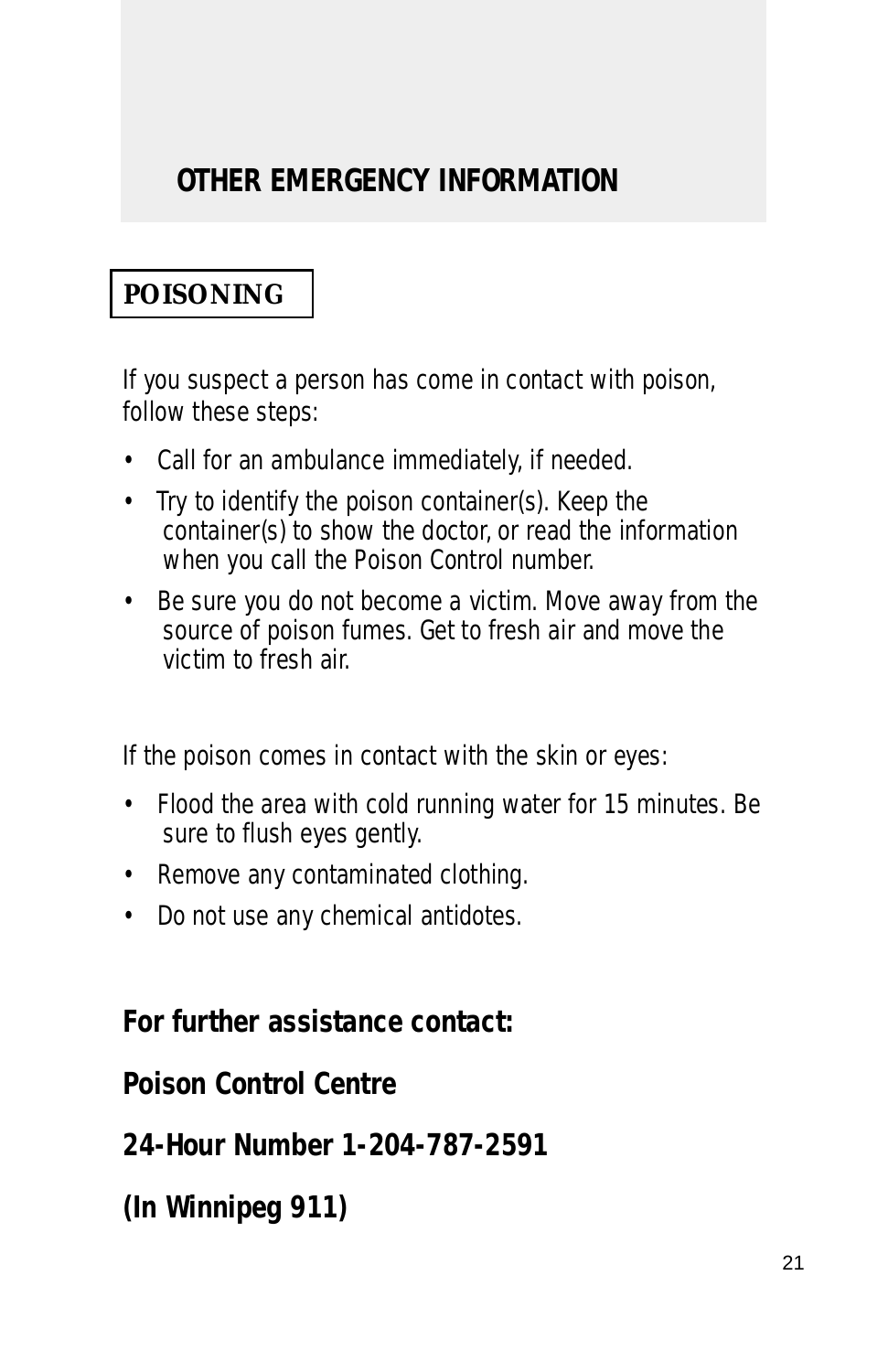# OTHER EMERGENCY INFORMATION

## POISONING

If you suspect a person has come in contact with poison, follow these steps:

- Call for an ambulance immediately, if needed.
- Try to identify the poison container(s). Keep the container(s) to show the doctor, or read the information when you call the Poison Control number.
- Be sure you do not become a victim. Move away from the source of poison fumes. Get to fresh air and move the victim to fresh air.

If the poison comes in contact with the skin or eyes:

- Flood the area with cold running water for 15 minutes. Be sure to flush eyes gently.
- Remove any contaminated clothing.
- Do not use any chemical antidotes.

**For further assistance contact:**

**Poison Control Centre**

**24-Hour Number 1-204-787-2591**

**(In Winnipeg 911)**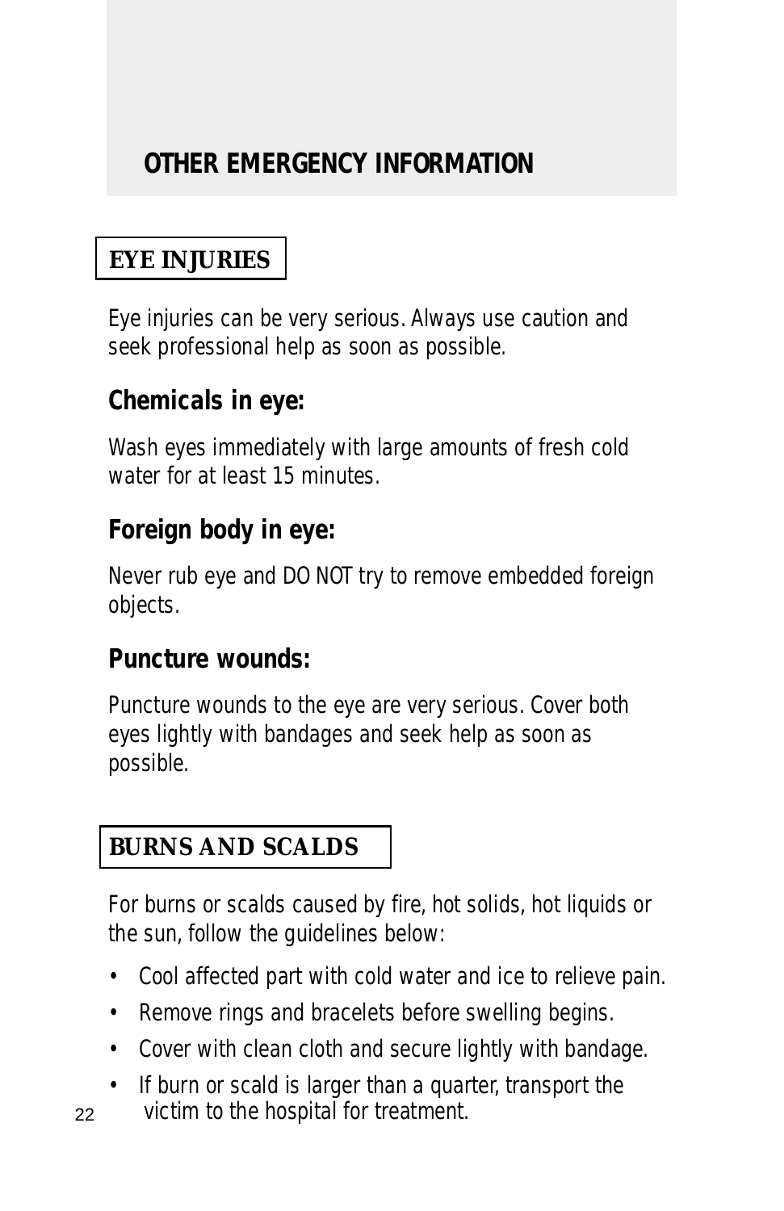## OTHER EMERGENCY INFORMATION

### EYE INJURIES

Eye injuries can be very serious. Always use caution and seek professional help as soon as possible.

#### Chemicals in eye:

Wash eyes immediately with large amounts of fresh cold water for at least 15 minutes.

#### Foreign body in eye:

Never rub eye and DO NOT try to remove embedded foreign objects.

#### Puncture wounds:

Puncture wounds to the eye are very serious. Cover both eyes lightly with bandages and seek help as soon as possible.

### BURNS AND SCALDS

For burns or scalds caused by fire, hot solids, hot liquids or the sun, follow the guidelines below:

- Cool affected part with cold water and ice to relieve pain.
- Remove rings and bracelets before swelling begins.
- Cover with clean cloth and secure lightly with bandage.
- If burn or scald is larger than a quarter, transport the victim to the hospital for treatment.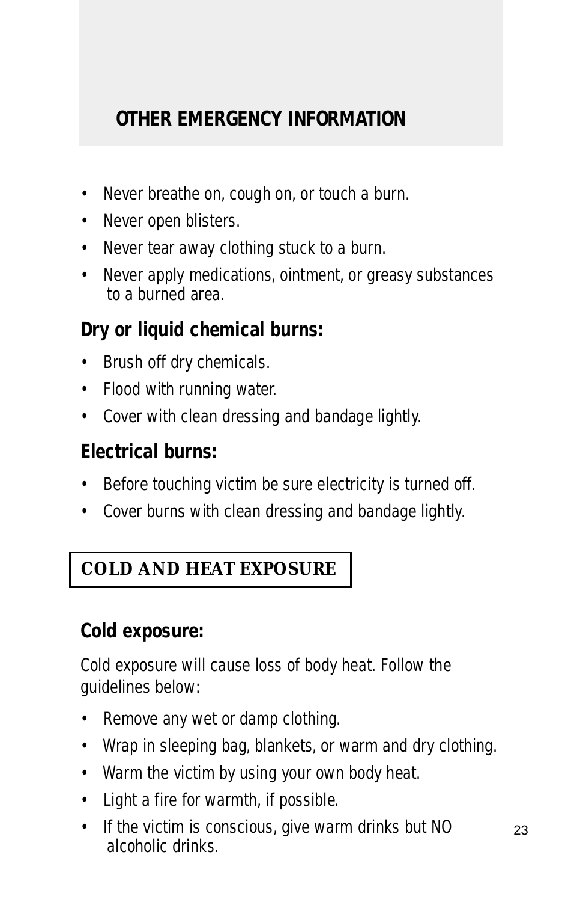## OTHER EMERGENCY INFORMATION

- Never breathe on, cough on, or touch a burn.
- Never open blisters.
- Never tear away clothing stuck to a burn.
- Never apply medications, ointment, or greasy substances to a burned area.

### Dry or liquid chemical burns:

- Brush off dry chemicals.
- Flood with running water.
- Cover with clean dressing and bandage lightly.

### Electrical burns:

- Before touching victim be sure electricity is turned off.
- Cover burns with clean dressing and bandage lightly.

## COLD AND HEAT EXPOSURE

### Cold exposure:

Cold exposure will cause loss of body heat. Follow the guidelines below:

- Remove any wet or damp clothing.
- Wrap in sleeping bag, blankets, or warm and dry clothing.
- Warm the victim by using your own body heat.
- Light a fire for warmth, if possible.
- If the victim is conscious, give warm drinks but NO alcoholic drinks.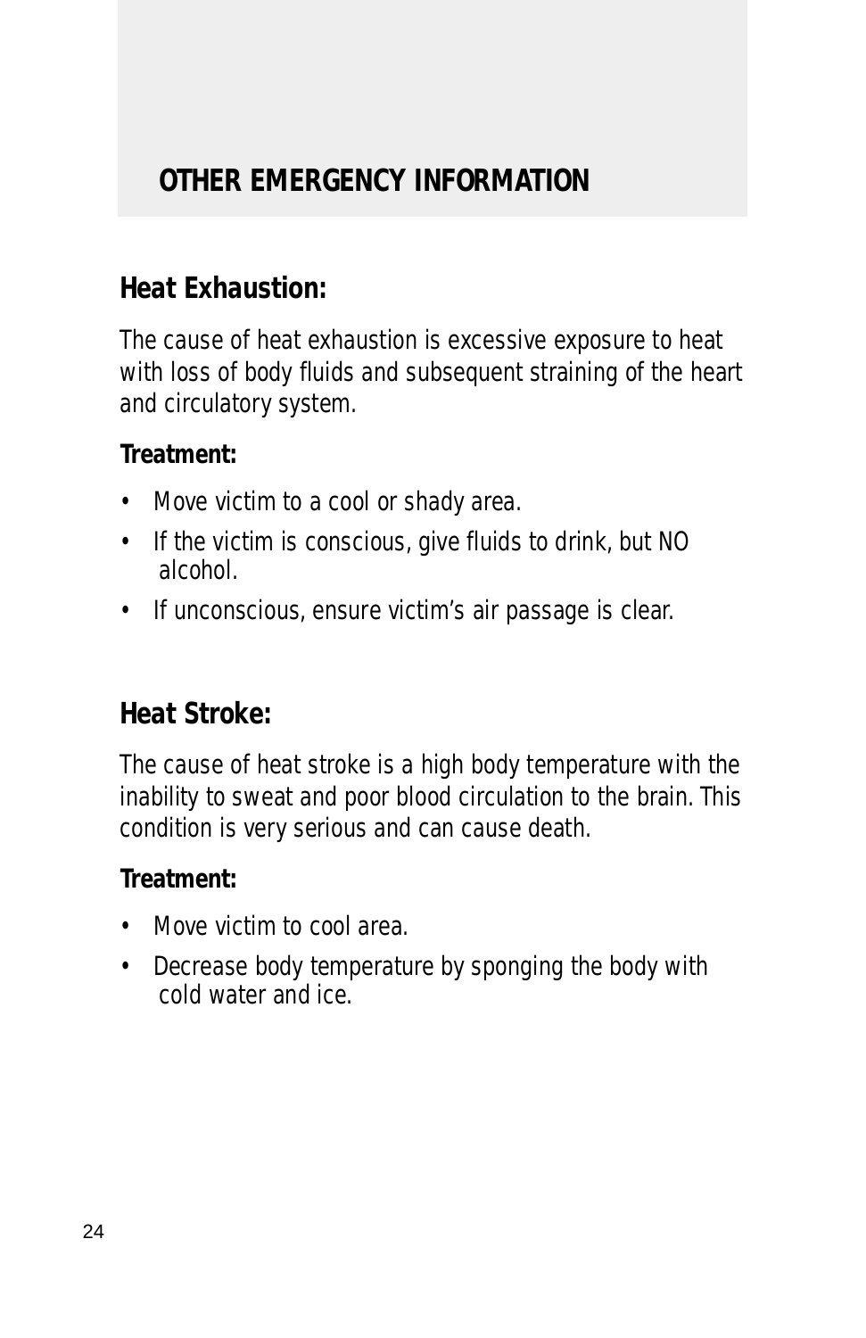## OTHER EMERGENCY INFORMATION

### Heat Exhaustion:

The cause of heat exhaustion is excessive exposure to heat with loss of body fluids and subsequent straining of the heart and circulatory system.

**Treatment:**

- Move victim to a cool or shady area.
- If the victim is conscious, give fluids to drink, but NO alcohol.
- If unconscious, ensure victim's air passage is clear.

### Heat Stroke:

The cause of heat stroke is a high body temperature with the inability to sweat and poor blood circulation to the brain. This condition is very serious and can cause death.

**Treatment:**

- Move victim to cool area.
- Decrease body temperature by sponging the body with cold water and ice.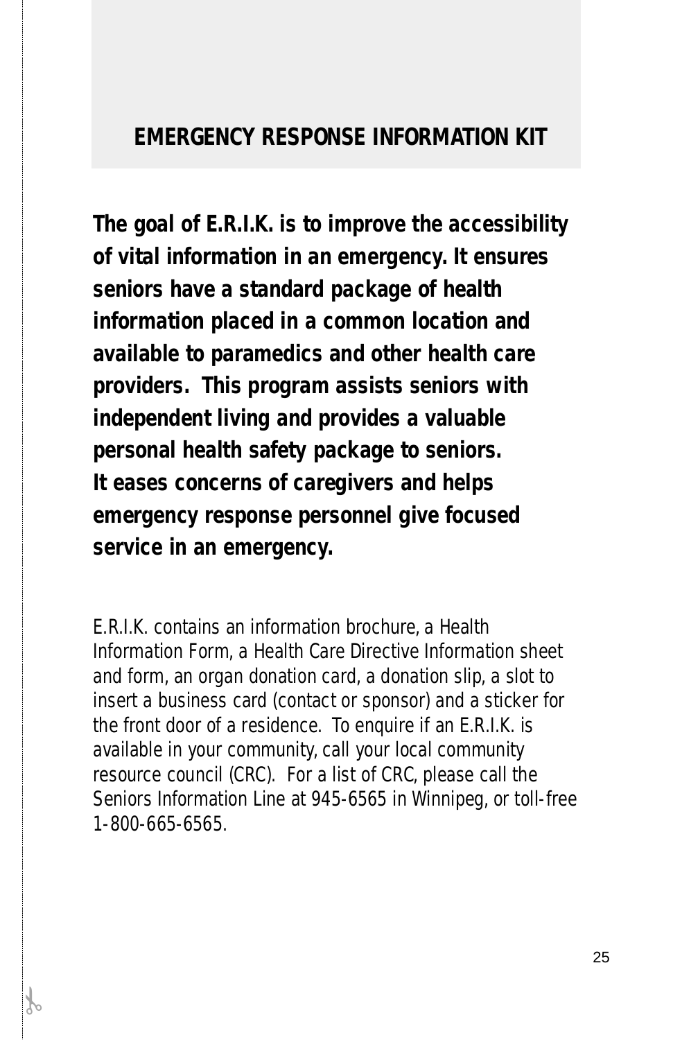## EMERGENCY RESPONSE INFORMATION KIT

**The goal of E.R.I.K. is to improve the accessibility of vital information in an emergency. It ensures seniors have a standard package of health information placed in a common location and available to paramedics and other health care providers. This program assists seniors with independent living and provides a valuable personal health safety package to seniors. It eases concerns of caregivers and helps emergency response personnel give focused service in an emergency.**

E.R.I.K. contains an information brochure, a Health Information Form, a Health Care Directive Information sheet and form, an organ donation card, a donation slip, a slot to insert a business card (contact or sponsor) and a sticker for the front door of a residence. To enquire if an E.R.I.K. is available in your community, call your local community resource council (CRC). For a list of CRC, please call the Seniors Information Line at 945-6565 in Winnipeg, or toll-free 1-800-665-6565.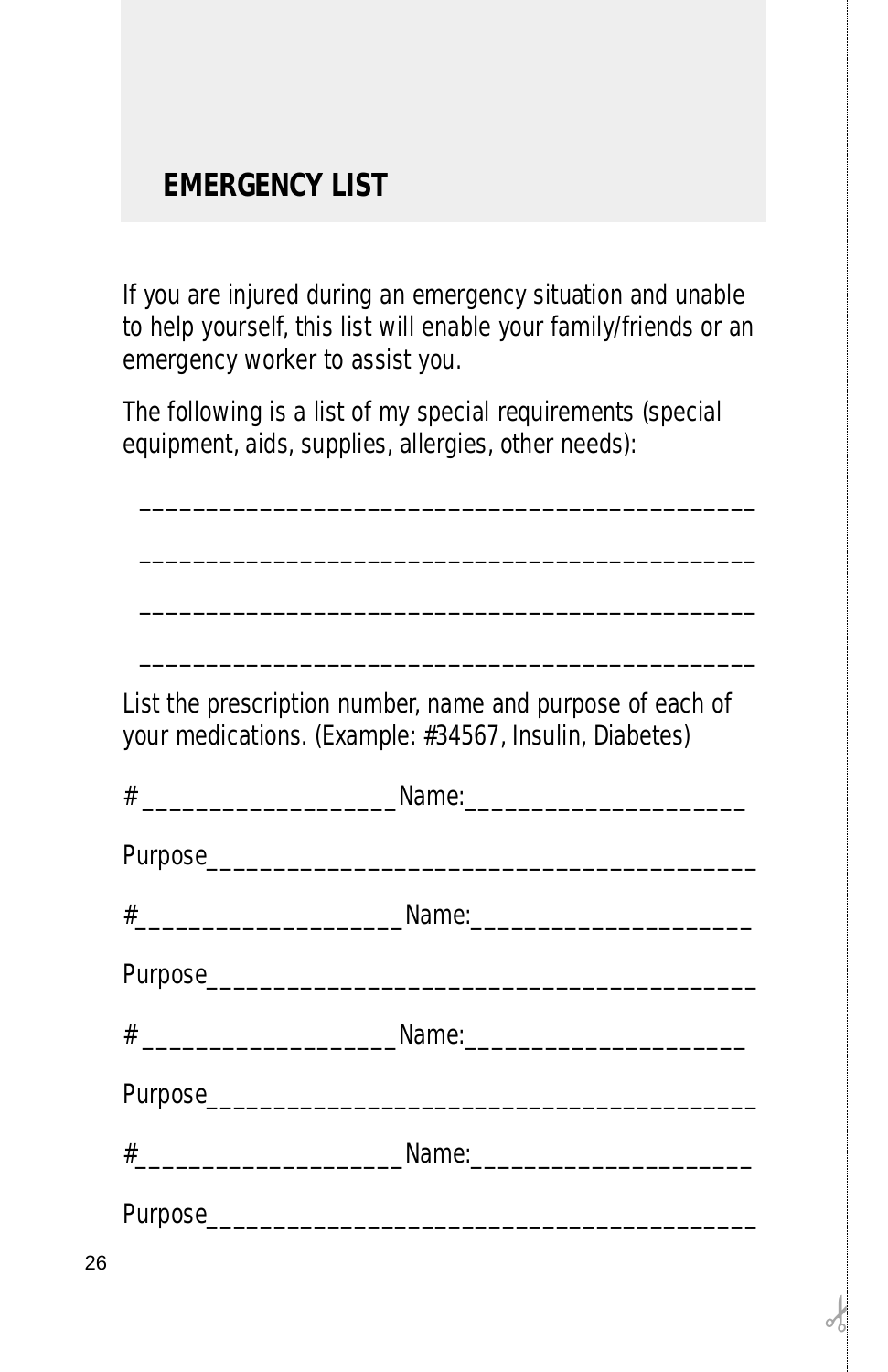## EMERGENCY LIST

If you are injured during an emergency situation and unable to help yourself, this list will enable your family/friends or an emergency worker to assist you.

The following is a list of my special requirements (special equipment, aids, supplies, allergies, other needs):

_____________________________________________

_____________________________________________

_____________________________________________

_____________________________________________

List the prescription number, name and purpose of each of your medications. (Example: #34567, Insulin, Diabetes)

# __________________ Name:____________________

Purpose________________________________________

#___________________ Name:____________________

Purpose________________________________________

# __________________ Name:____________________

Purpose________________________________________

#___________________ Name:____________________

Purpose________________________________________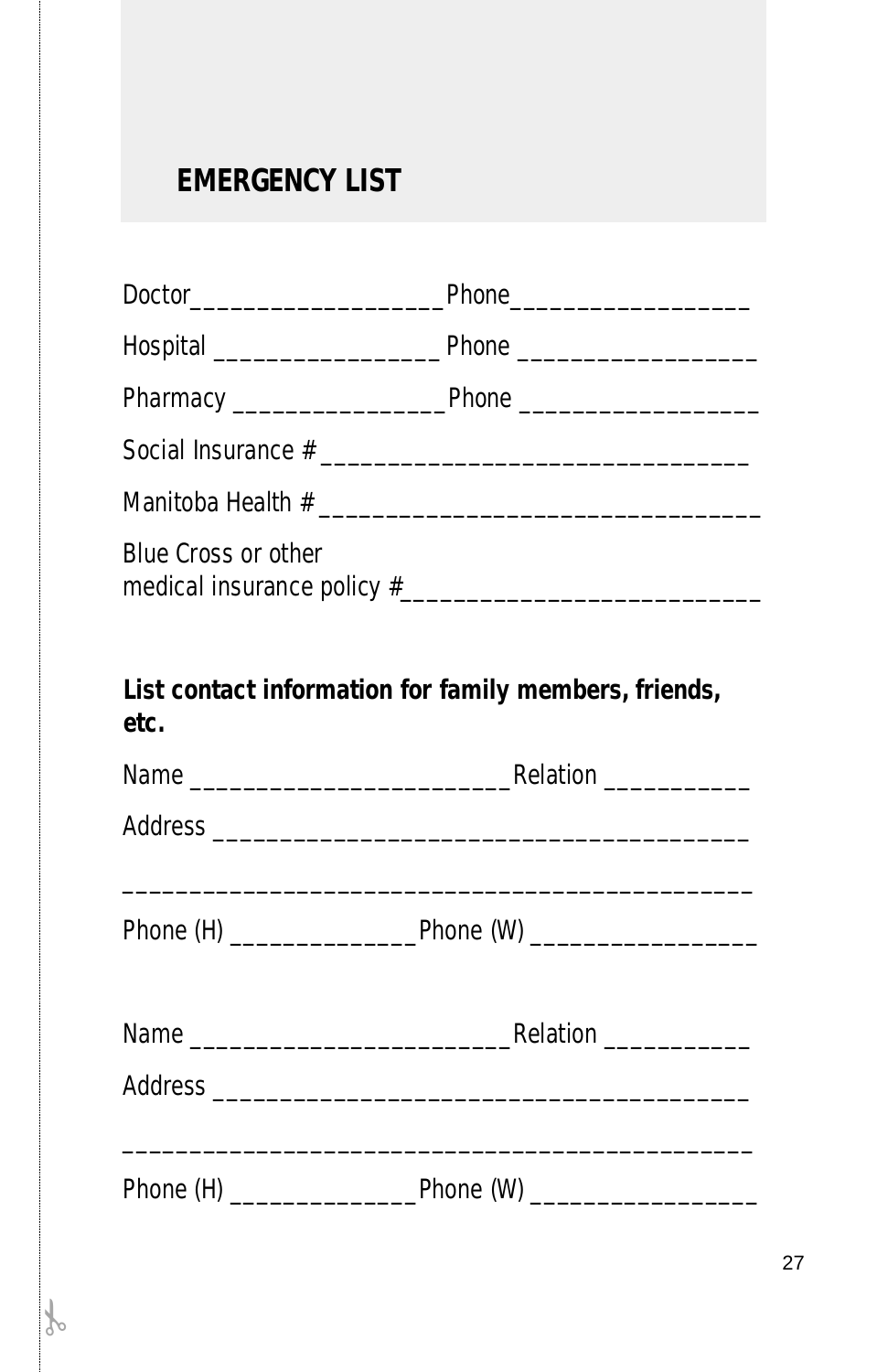# EMERGENCY LIST

Doctor___________________Phone_________________

Hospital _________________ Phone _________________

Pharmacy ________________Phone _________________

Social Insurance # _______________________________

Manitoba Health # ________________________________

Blue Cross or other
medical insurance policy #__________________________

**List contact information for family members, friends, etc.**

Name ________________________Relation ___________

Address _______________________________________

______________________________________________

Phone (H) ______________Phone (W) ________________

Name ________________________Relation ___________

Address _______________________________________

______________________________________________

Phone (H) ______________Phone (W) ________________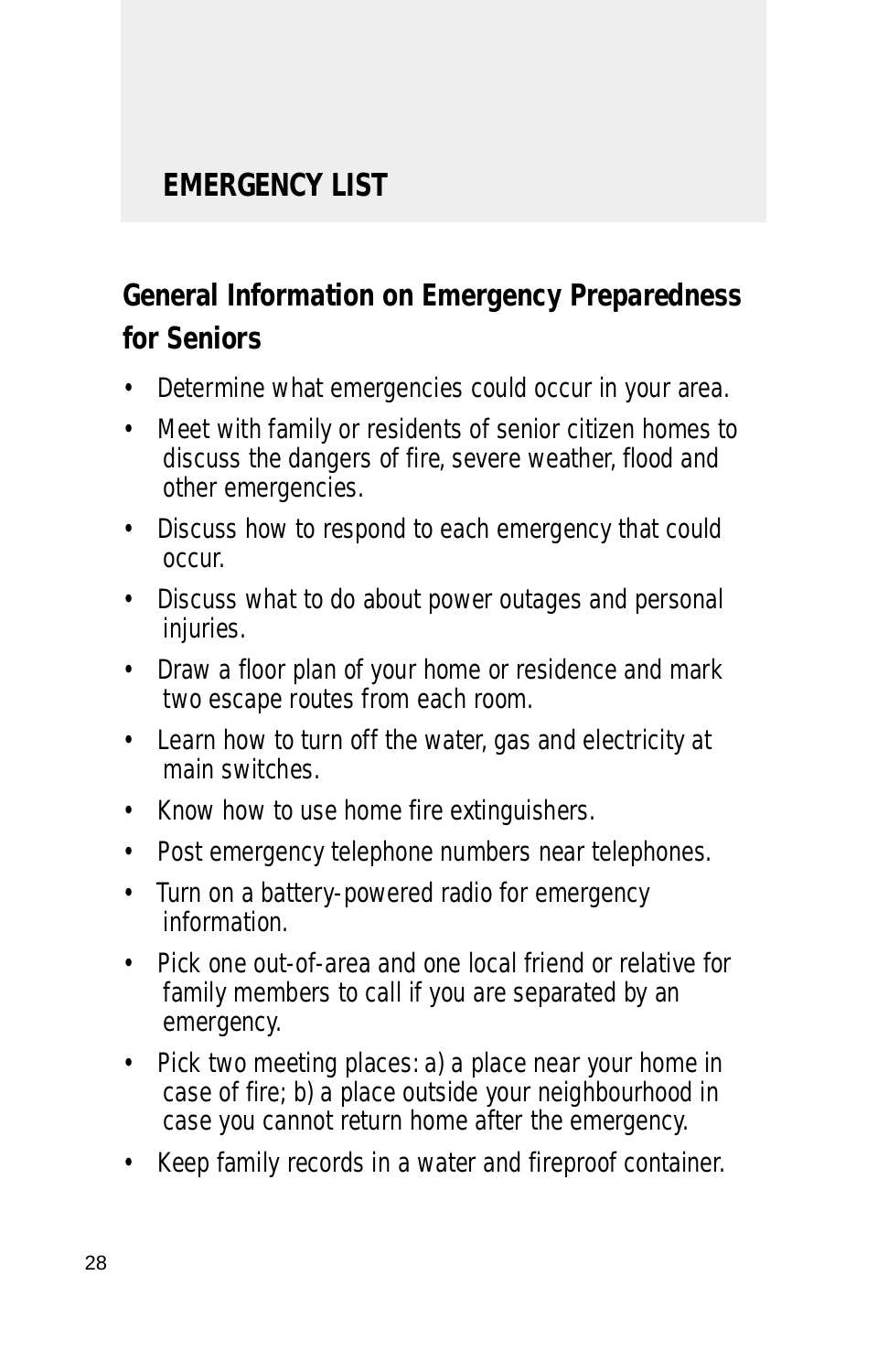# EMERGENCY LIST

## General Information on Emergency Preparedness for Seniors

- Determine what emergencies could occur in your area.
- Meet with family or residents of senior citizen homes to discuss the dangers of fire, severe weather, flood and other emergencies.
- Discuss how to respond to each emergency that could occur.
- Discuss what to do about power outages and personal injuries.
- Draw a floor plan of your home or residence and mark two escape routes from each room.
- Learn how to turn off the water, gas and electricity at main switches.
- Know how to use home fire extinguishers.
- Post emergency telephone numbers near telephones.
- Turn on a battery-powered radio for emergency information.
- Pick one out-of-area and one local friend or relative for family members to call if you are separated by an emergency.
- Pick two meeting places: a) a place near your home in case of fire; b) a place outside your neighbourhood in case you cannot return home after the emergency.
- Keep family records in a water and fireproof container.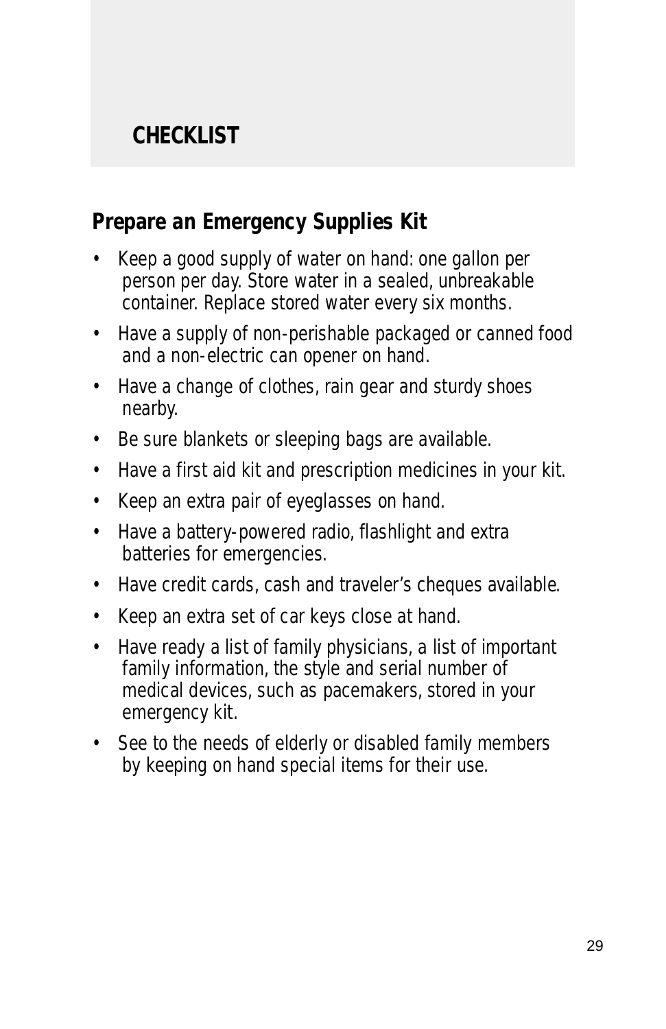## CHECKLIST

### Prepare an Emergency Supplies Kit

- Keep a good supply of water on hand: one gallon per person per day. Store water in a sealed, unbreakable container. Replace stored water every six months.
- Have a supply of non-perishable packaged or canned food and a non-electric can opener on hand.
- Have a change of clothes, rain gear and sturdy shoes nearby.
- Be sure blankets or sleeping bags are available.
- Have a first aid kit and prescription medicines in your kit.
- Keep an extra pair of eyeglasses on hand.
- Have a battery-powered radio, flashlight and extra batteries for emergencies.
- Have credit cards, cash and traveler's cheques available.
- Keep an extra set of car keys close at hand.
- Have ready a list of family physicians, a list of important family information, the style and serial number of medical devices, such as pacemakers, stored in your emergency kit.
- See to the needs of elderly or disabled family members by keeping on hand special items for their use.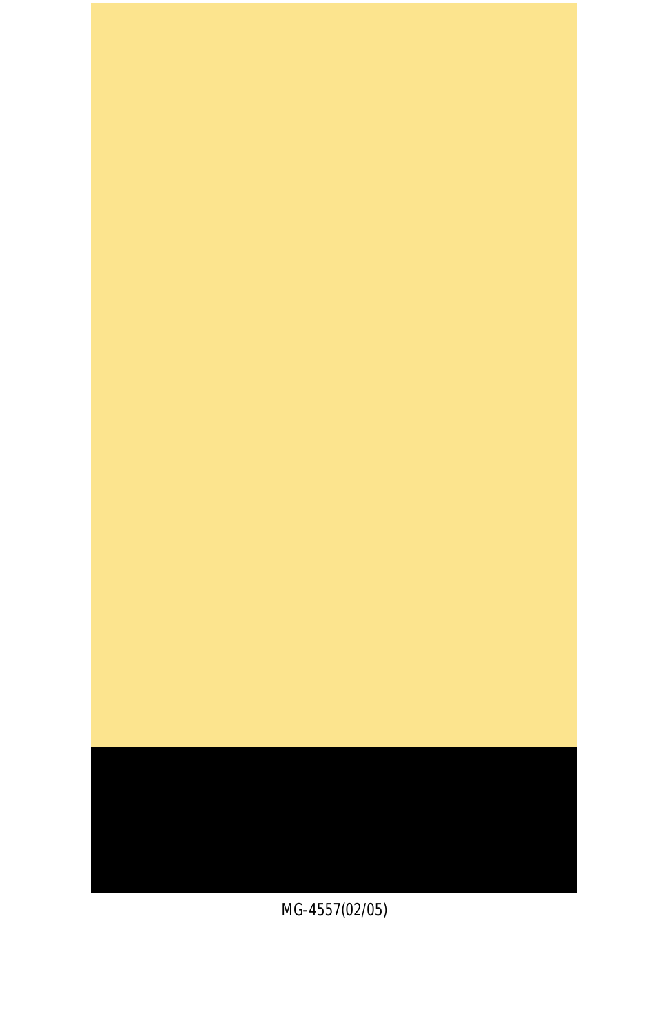MG-4557(02/05)